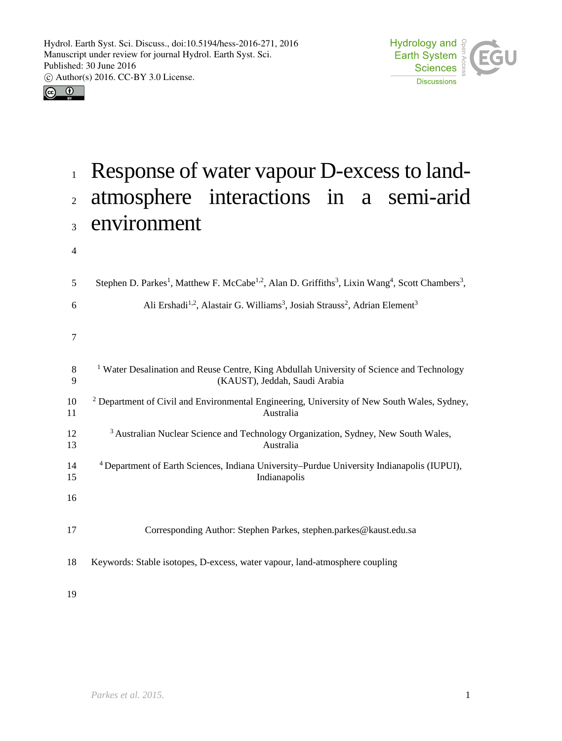# Response of water vapour D-excess to land-atmosphere interactions in a semi-arid environment

Stephen D. Parkes[1], Matthew F. McCabe[1,2], Alan D. Griffiths[3], Lixin Wang[4], Scott Chambers[3], Ali Ershadi[1,2], Alastair G. Williams[3], Josiah Strauss[2], Adrian Element[3]

[1] Water Desalination and Reuse Centre, King Abdullah University of Science and Technology (KAUST), Jeddah, Saudi Arabia

[2] Department of Civil and Environmental Engineering, University of New South Wales, Sydney, Australia

[3] Australian Nuclear Science and Technology Organization, Sydney, New South Wales, Australia

[4] Department of Earth Sciences, Indiana University–Purdue University Indianapolis (IUPUI), Indianapolis

Corresponding Author: Stephen Parkes, stephen.parkes@kaust.edu.sa

Keywords: Stable isotopes, D-excess, water vapour, land-atmosphere coupling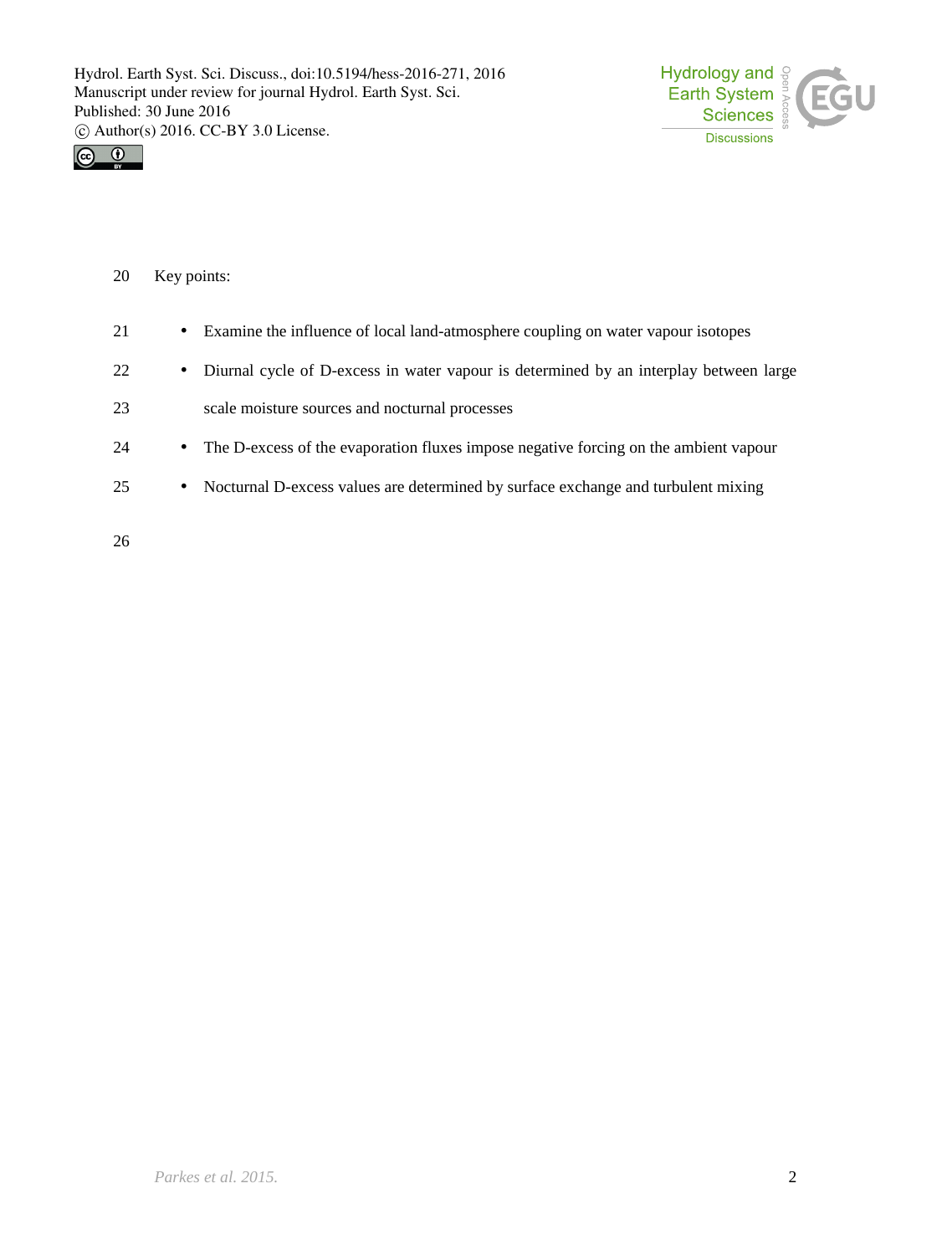Key points:

- Examine the influence of local land-atmosphere coupling on water vapour isotopes
- Diurnal cycle of D-excess in water vapour is determined by an interplay between large scale moisture sources and nocturnal processes
- The D-excess of the evaporation fluxes impose negative forcing on the ambient vapour
- Nocturnal D-excess values are determined by surface exchange and turbulent mixing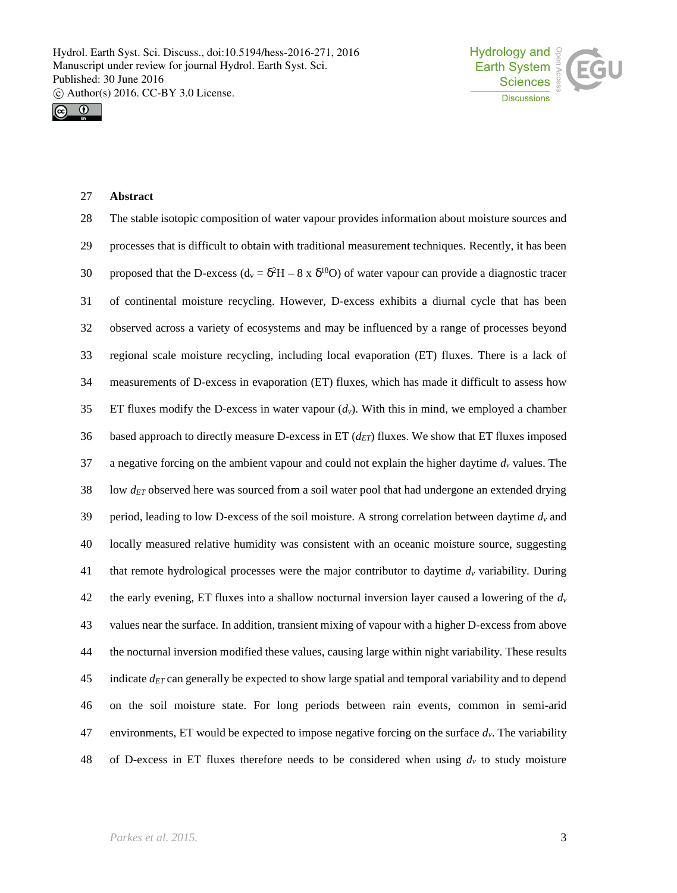## Abstract

The stable isotopic composition of water vapour provides information about moisture sources and processes that is difficult to obtain with traditional measurement techniques. Recently, it has been proposed that the D-excess ($d_v = \delta^2H - 8 \times \delta^{18}O$) of water vapour can provide a diagnostic tracer of continental moisture recycling. However, D-excess exhibits a diurnal cycle that has been observed across a variety of ecosystems and may be influenced by a range of processes beyond regional scale moisture recycling, including local evaporation (ET) fluxes. There is a lack of measurements of D-excess in evaporation (ET) fluxes, which has made it difficult to assess how ET fluxes modify the D-excess in water vapour ($d_v$). With this in mind, we employed a chamber based approach to directly measure D-excess in ET ($d_{ET}$) fluxes. We show that ET fluxes imposed a negative forcing on the ambient vapour and could not explain the higher daytime $d_v$ values. The low $d_{ET}$ observed here was sourced from a soil water pool that had undergone an extended drying period, leading to low D-excess of the soil moisture. A strong correlation between daytime $d_v$ and locally measured relative humidity was consistent with an oceanic moisture source, suggesting that remote hydrological processes were the major contributor to daytime $d_v$ variability. During the early evening, ET fluxes into a shallow nocturnal inversion layer caused a lowering of the $d_v$ values near the surface. In addition, transient mixing of vapour with a higher D-excess from above the nocturnal inversion modified these values, causing large within night variability. These results indicate $d_{ET}$ can generally be expected to show large spatial and temporal variability and to depend on the soil moisture state. For long periods between rain events, common in semi-arid environments, ET would be expected to impose negative forcing on the surface $d_v$. The variability of D-excess in ET fluxes therefore needs to be considered when using $d_v$ to study moisture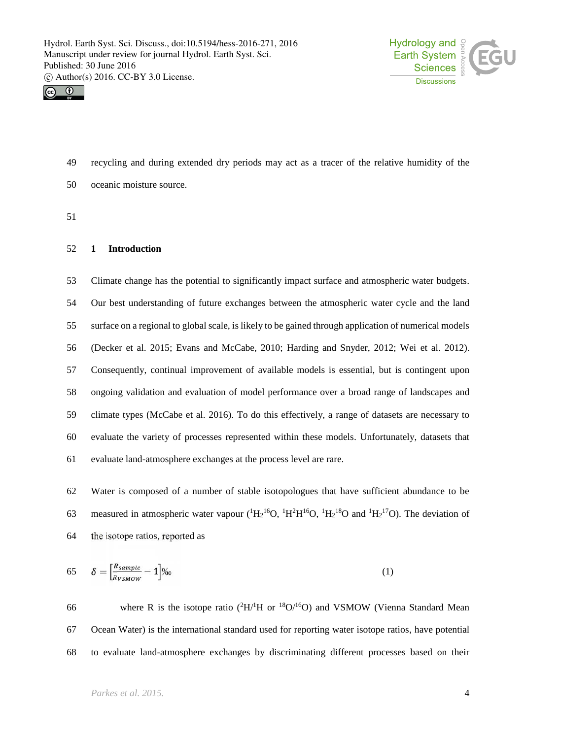recycling and during extended dry periods may act as a tracer of the relative humidity of the oceanic moisture source.

## 1 Introduction

Climate change has the potential to significantly impact surface and atmospheric water budgets. Our best understanding of future exchanges between the atmospheric water cycle and the land surface on a regional to global scale, is likely to be gained through application of numerical models (Decker et al. 2015; Evans and McCabe, 2010; Harding and Snyder, 2012; Wei et al. 2012). Consequently, continual improvement of available models is essential, but is contingent upon ongoing validation and evaluation of model performance over a broad range of landscapes and climate types (McCabe et al. 2016). To do this effectively, a range of datasets are necessary to evaluate the variety of processes represented within these models. Unfortunately, datasets that evaluate land-atmosphere exchanges at the process level are rare.

Water is composed of a number of stable isotopologues that have sufficient abundance to be measured in atmospheric water vapour ($^1H_2{}^{16}O$, $^1H^2H^{16}O$, $^1H_2{}^{18}O$ and $^1H_2{}^{17}O$). The deviation of the isotope ratios, reported as

$$\delta = \left[\frac{R_{sample}}{R_{VSMOW}} - 1\right]‰ \quad (1)$$

where R is the isotope ratio ($^2H/^1H$ or $^{18}O/^{16}O$) and VSMOW (Vienna Standard Mean Ocean Water) is the international standard used for reporting water isotope ratios, have potential to evaluate land-atmosphere exchanges by discriminating different processes based on their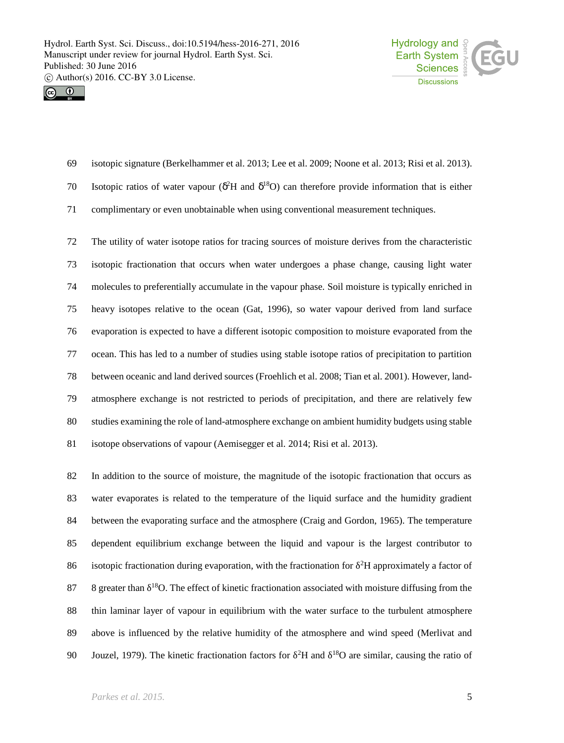isotopic signature (Berkelhammer et al. 2013; Lee et al. 2009; Noone et al. 2013; Risi et al. 2013). Isotopic ratios of water vapour ($\delta^2$H and $\delta^{18}$O) can therefore provide information that is either complimentary or even unobtainable when using conventional measurement techniques.

The utility of water isotope ratios for tracing sources of moisture derives from the characteristic isotopic fractionation that occurs when water undergoes a phase change, causing light water molecules to preferentially accumulate in the vapour phase. Soil moisture is typically enriched in heavy isotopes relative to the ocean (Gat, 1996), so water vapour derived from land surface evaporation is expected to have a different isotopic composition to moisture evaporated from the ocean. This has led to a number of studies using stable isotope ratios of precipitation to partition between oceanic and land derived sources (Froehlich et al. 2008; Tian et al. 2001). However, land-atmosphere exchange is not restricted to periods of precipitation, and there are relatively few studies examining the role of land-atmosphere exchange on ambient humidity budgets using stable isotope observations of vapour (Aemisegger et al. 2014; Risi et al. 2013).

In addition to the source of moisture, the magnitude of the isotopic fractionation that occurs as water evaporates is related to the temperature of the liquid surface and the humidity gradient between the evaporating surface and the atmosphere (Craig and Gordon, 1965). The temperature dependent equilibrium exchange between the liquid and vapour is the largest contributor to isotopic fractionation during evaporation, with the fractionation for $\delta^2$H approximately a factor of 8 greater than $\delta^{18}$O. The effect of kinetic fractionation associated with moisture diffusing from the thin laminar layer of vapour in equilibrium with the water surface to the turbulent atmosphere above is influenced by the relative humidity of the atmosphere and wind speed (Merlivat and Jouzel, 1979). The kinetic fractionation factors for $\delta^2$H and $\delta^{18}$O are similar, causing the ratio of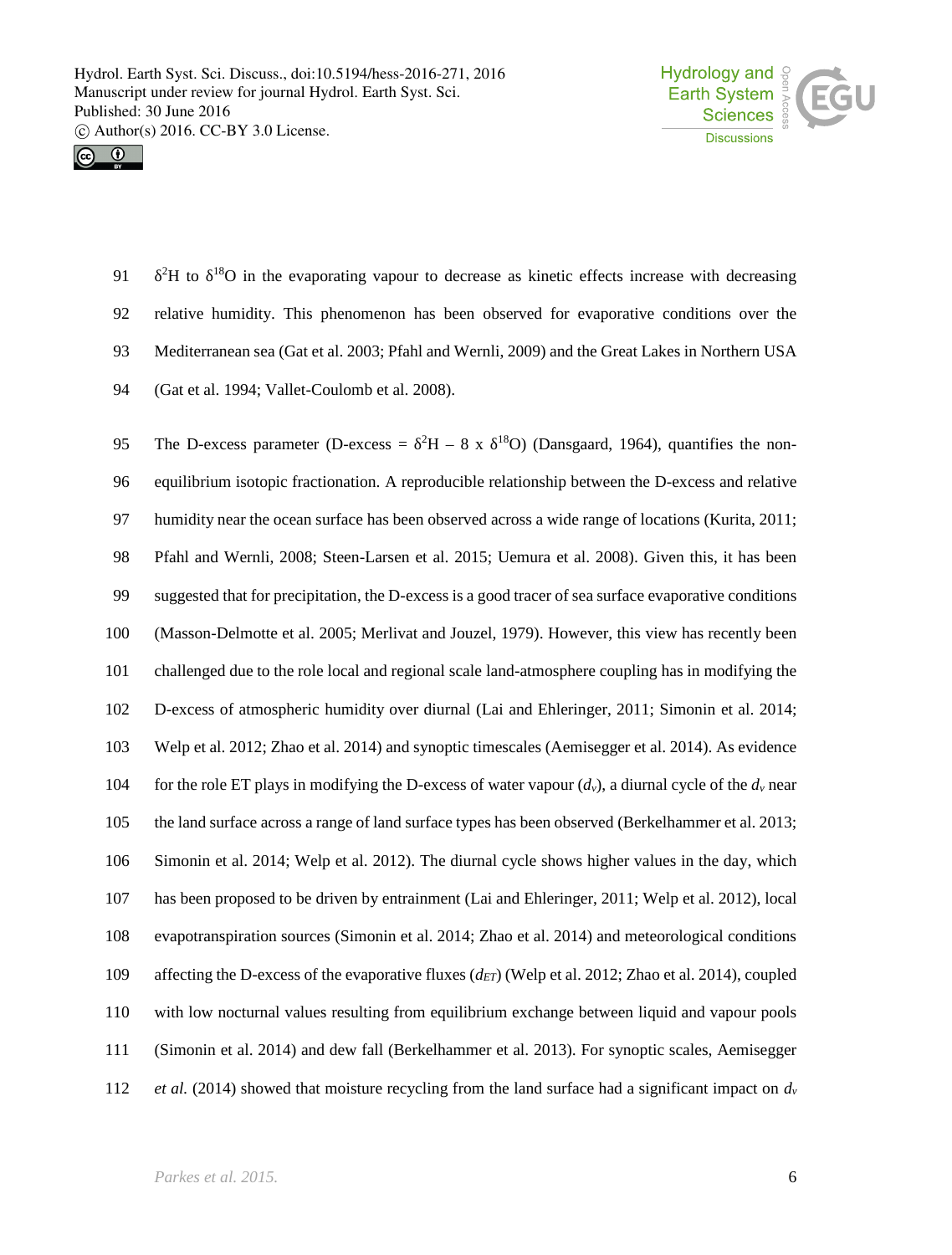$\delta^2$H to $\delta^{18}$O in the evaporating vapour to decrease as kinetic effects increase with decreasing relative humidity. This phenomenon has been observed for evaporative conditions over the Mediterranean sea (Gat et al. 2003; Pfahl and Wernli, 2009) and the Great Lakes in Northern USA (Gat et al. 1994; Vallet-Coulomb et al. 2008).

The D-excess parameter (D-excess = $\delta^2$H – 8 x $\delta^{18}$O) (Dansgaard, 1964), quantifies the non-equilibrium isotopic fractionation. A reproducible relationship between the D-excess and relative humidity near the ocean surface has been observed across a wide range of locations (Kurita, 2011; Pfahl and Wernli, 2008; Steen-Larsen et al. 2015; Uemura et al. 2008). Given this, it has been suggested that for precipitation, the D-excess is a good tracer of sea surface evaporative conditions (Masson-Delmotte et al. 2005; Merlivat and Jouzel, 1979). However, this view has recently been challenged due to the role local and regional scale land-atmosphere coupling has in modifying the D-excess of atmospheric humidity over diurnal (Lai and Ehleringer, 2011; Simonin et al. 2014; Welp et al. 2012; Zhao et al. 2014) and synoptic timescales (Aemisegger et al. 2014). As evidence for the role ET plays in modifying the D-excess of water vapour ($d_v$), a diurnal cycle of the $d_v$ near the land surface across a range of land surface types has been observed (Berkelhammer et al. 2013; Simonin et al. 2014; Welp et al. 2012). The diurnal cycle shows higher values in the day, which has been proposed to be driven by entrainment (Lai and Ehleringer, 2011; Welp et al. 2012), local evapotranspiration sources (Simonin et al. 2014; Zhao et al. 2014) and meteorological conditions affecting the D-excess of the evaporative fluxes ($d_{ET}$) (Welp et al. 2012; Zhao et al. 2014), coupled with low nocturnal values resulting from equilibrium exchange between liquid and vapour pools (Simonin et al. 2014) and dew fall (Berkelhammer et al. 2013). For synoptic scales, Aemisegger *et al.* (2014) showed that moisture recycling from the land surface had a significant impact on $d_v$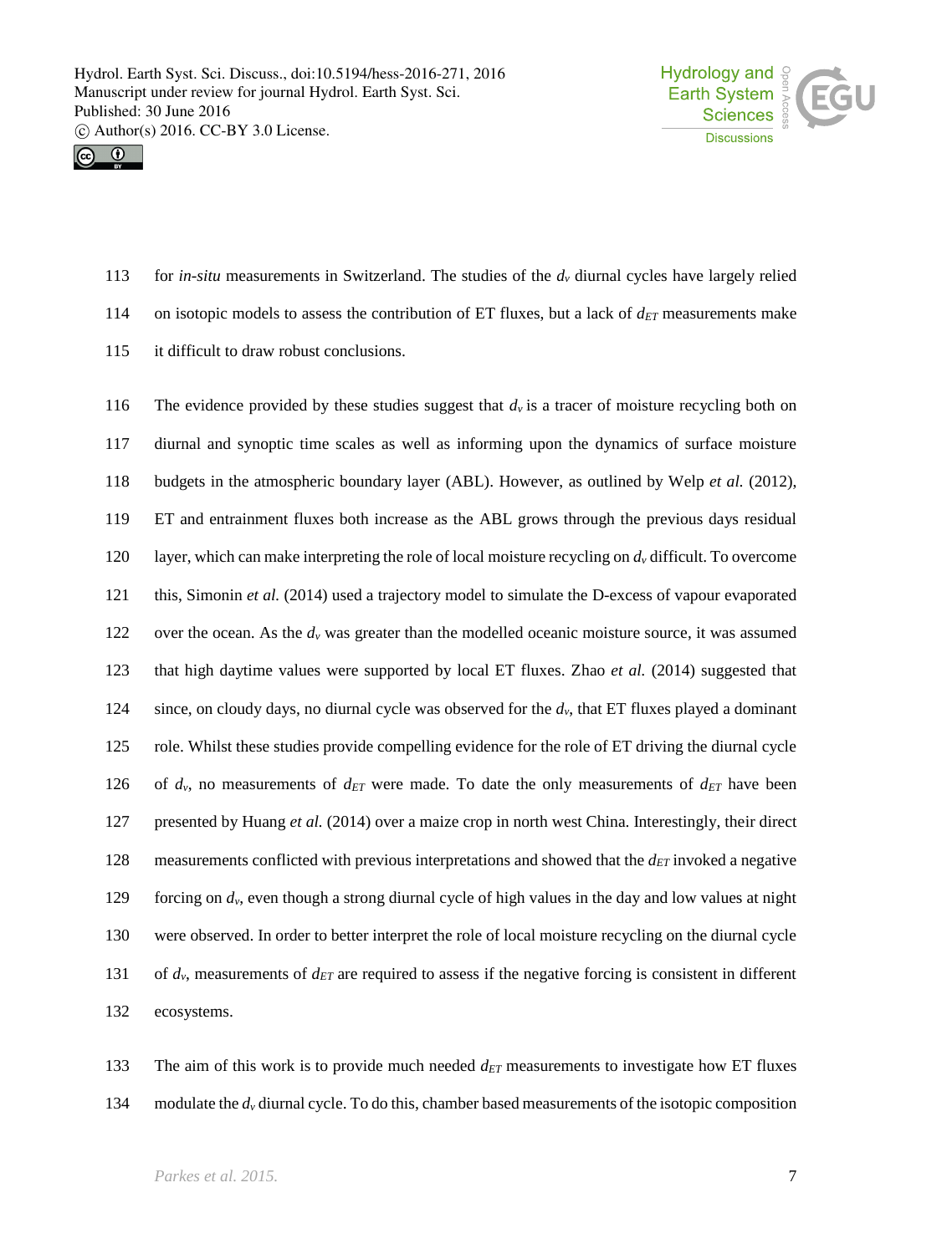for *in-situ* measurements in Switzerland. The studies of the $d_v$ diurnal cycles have largely relied on isotopic models to assess the contribution of ET fluxes, but a lack of $d_{ET}$ measurements make it difficult to draw robust conclusions.

The evidence provided by these studies suggest that $d_v$ is a tracer of moisture recycling both on diurnal and synoptic time scales as well as informing upon the dynamics of surface moisture budgets in the atmospheric boundary layer (ABL). However, as outlined by Welp *et al.* (2012), ET and entrainment fluxes both increase as the ABL grows through the previous days residual layer, which can make interpreting the role of local moisture recycling on $d_v$ difficult. To overcome this, Simonin *et al.* (2014) used a trajectory model to simulate the D-excess of vapour evaporated over the ocean. As the $d_v$ was greater than the modelled oceanic moisture source, it was assumed that high daytime values were supported by local ET fluxes. Zhao *et al.* (2014) suggested that since, on cloudy days, no diurnal cycle was observed for the $d_v$, that ET fluxes played a dominant role. Whilst these studies provide compelling evidence for the role of ET driving the diurnal cycle of $d_v$, no measurements of $d_{ET}$ were made. To date the only measurements of $d_{ET}$ have been presented by Huang *et al.* (2014) over a maize crop in north west China. Interestingly, their direct measurements conflicted with previous interpretations and showed that the $d_{ET}$ invoked a negative forcing on $d_v$, even though a strong diurnal cycle of high values in the day and low values at night were observed. In order to better interpret the role of local moisture recycling on the diurnal cycle of $d_v$, measurements of $d_{ET}$ are required to assess if the negative forcing is consistent in different ecosystems.

The aim of this work is to provide much needed $d_{ET}$ measurements to investigate how ET fluxes modulate the $d_v$ diurnal cycle. To do this, chamber based measurements of the isotopic composition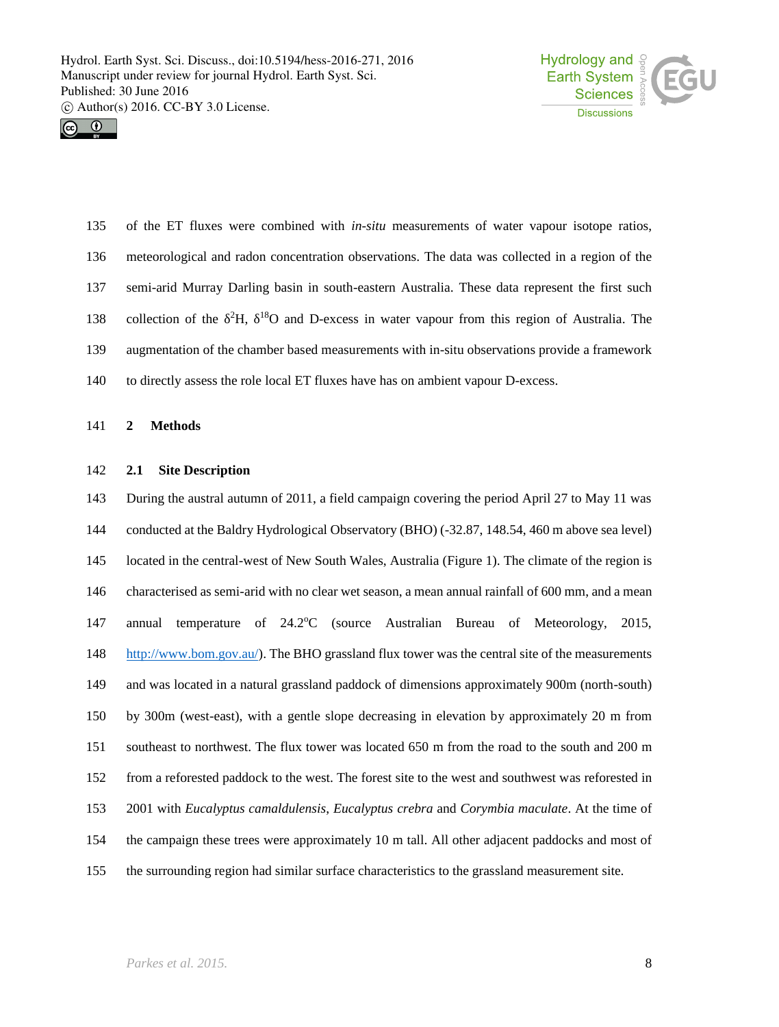of the ET fluxes were combined with *in-situ* measurements of water vapour isotope ratios, meteorological and radon concentration observations. The data was collected in a region of the semi-arid Murray Darling basin in south-eastern Australia. These data represent the first such collection of the $\delta^2H$, $\delta^{18}O$ and D-excess in water vapour from this region of Australia. The augmentation of the chamber based measurements with in-situ observations provide a framework to directly assess the role local ET fluxes have has on ambient vapour D-excess.

# 2 Methods

## 2.1 Site Description

During the austral autumn of 2011, a field campaign covering the period April 27 to May 11 was conducted at the Baldry Hydrological Observatory (BHO) (-32.87, 148.54, 460 m above sea level) located in the central-west of New South Wales, Australia (Figure 1). The climate of the region is characterised as semi-arid with no clear wet season, a mean annual rainfall of 600 mm, and a mean annual temperature of 24.2°C (source Australian Bureau of Meteorology, 2015, http://www.bom.gov.au/). The BHO grassland flux tower was the central site of the measurements and was located in a natural grassland paddock of dimensions approximately 900m (north-south) by 300m (west-east), with a gentle slope decreasing in elevation by approximately 20 m from southeast to northwest. The flux tower was located 650 m from the road to the south and 200 m from a reforested paddock to the west. The forest site to the west and southwest was reforested in 2001 with *Eucalyptus camaldulensis*, *Eucalyptus crebra* and *Corymbia maculate*. At the time of the campaign these trees were approximately 10 m tall. All other adjacent paddocks and most of the surrounding region had similar surface characteristics to the grassland measurement site.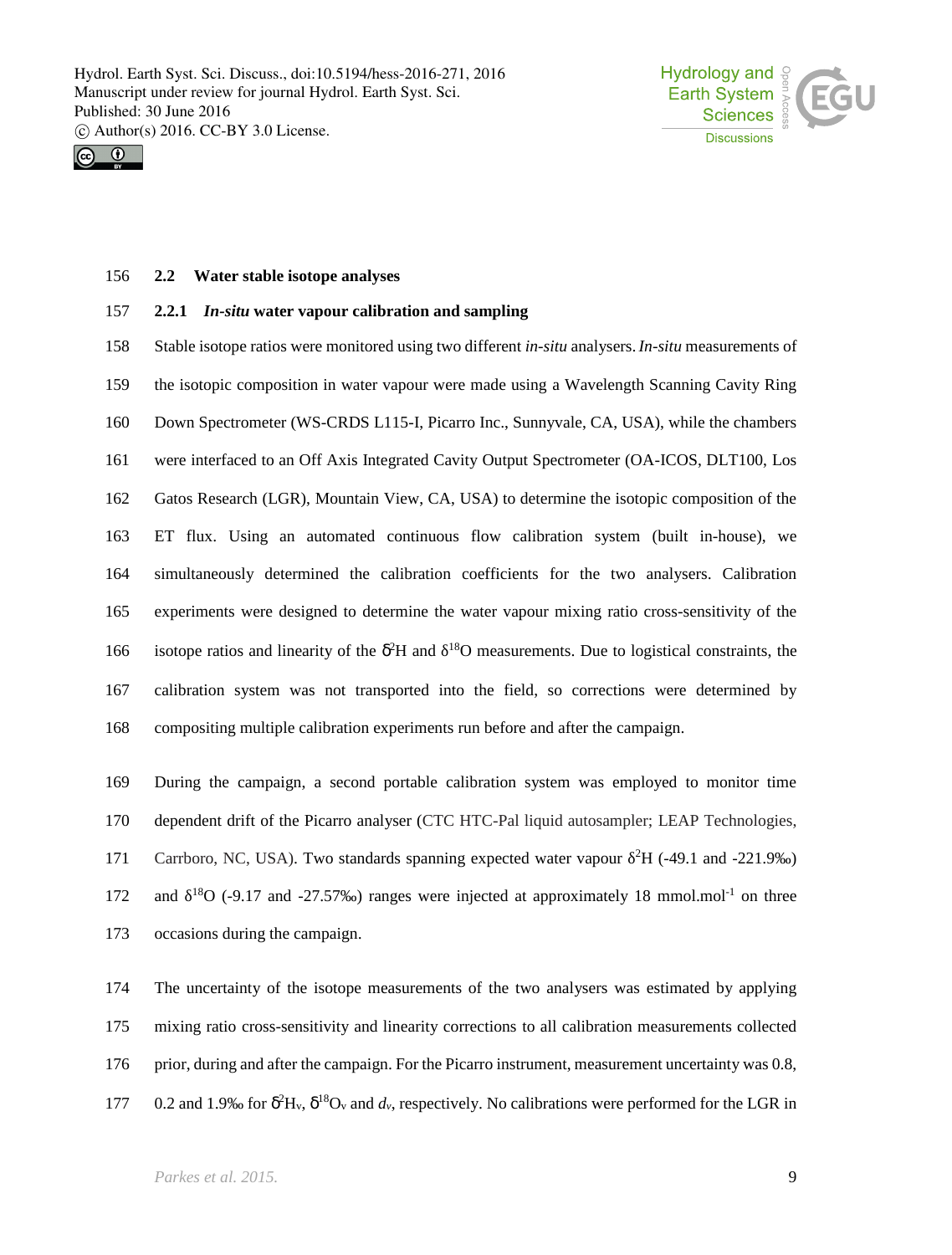## 2.2 Water stable isotope analyses

### 2.2.1 *In-situ* water vapour calibration and sampling

Stable isotope ratios were monitored using two different *in-situ* analysers. *In-situ* measurements of the isotopic composition in water vapour were made using a Wavelength Scanning Cavity Ring Down Spectrometer (WS-CRDS L115-I, Picarro Inc., Sunnyvale, CA, USA), while the chambers were interfaced to an Off Axis Integrated Cavity Output Spectrometer (OA-ICOS, DLT100, Los Gatos Research (LGR), Mountain View, CA, USA) to determine the isotopic composition of the ET flux. Using an automated continuous flow calibration system (built in-house), we simultaneously determined the calibration coefficients for the two analysers. Calibration experiments were designed to determine the water vapour mixing ratio cross-sensitivity of the isotope ratios and linearity of the $\delta^2$H and $\delta^{18}$O measurements. Due to logistical constraints, the calibration system was not transported into the field, so corrections were determined by compositing multiple calibration experiments run before and after the campaign.

During the campaign, a second portable calibration system was employed to monitor time dependent drift of the Picarro analyser (CTC HTC-Pal liquid autosampler; LEAP Technologies, Carrboro, NC, USA). Two standards spanning expected water vapour $\delta^2$H (-49.1 and -221.9‰) and $\delta^{18}$O (-9.17 and -27.57‰) ranges were injected at approximately 18 mmol.mol$^{-1}$ on three occasions during the campaign.

The uncertainty of the isotope measurements of the two analysers was estimated by applying mixing ratio cross-sensitivity and linearity corrections to all calibration measurements collected prior, during and after the campaign. For the Picarro instrument, measurement uncertainty was 0.8, 0.2 and 1.9‰ for $\delta^2H_v$, $\delta^{18}O_v$ and $d_v$, respectively. No calibrations were performed for the LGR in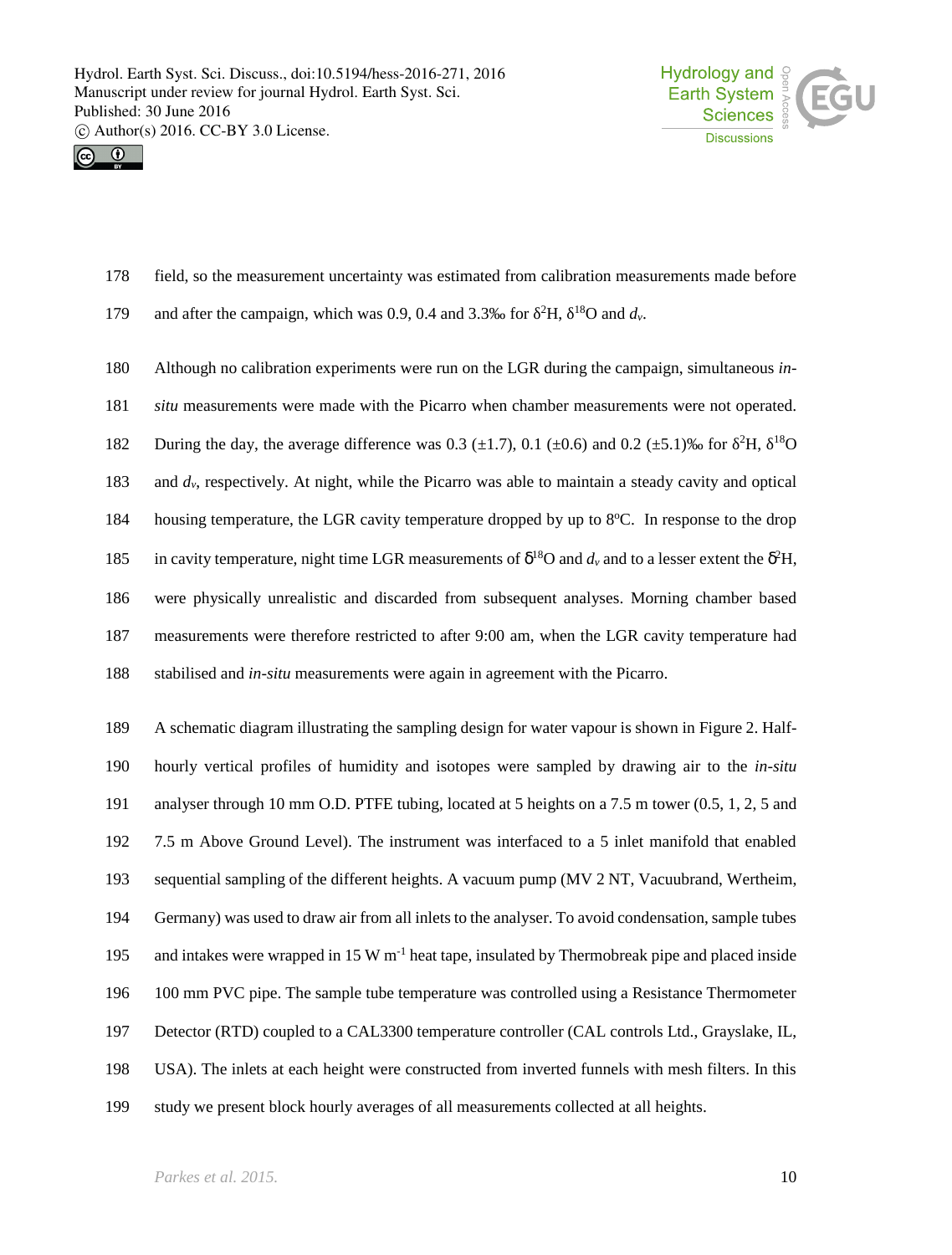field, so the measurement uncertainty was estimated from calibration measurements made before and after the campaign, which was 0.9, 0.4 and 3.3‰ for $\delta^2H$, $\delta^{18}O$ and $d_v$.

Although no calibration experiments were run on the LGR during the campaign, simultaneous *in-situ* measurements were made with the Picarro when chamber measurements were not operated. During the day, the average difference was 0.3 (±1.7), 0.1 (±0.6) and 0.2 (±5.1)‰ for $\delta^2H$, $\delta^{18}O$ and $d_v$, respectively. At night, while the Picarro was able to maintain a steady cavity and optical housing temperature, the LGR cavity temperature dropped by up to 8°C. In response to the drop in cavity temperature, night time LGR measurements of $\delta^{18}O$ and $d_v$ and to a lesser extent the $\delta^2H$, were physically unrealistic and discarded from subsequent analyses. Morning chamber based measurements were therefore restricted to after 9:00 am, when the LGR cavity temperature had stabilised and *in-situ* measurements were again in agreement with the Picarro.

A schematic diagram illustrating the sampling design for water vapour is shown in Figure 2. Half-hourly vertical profiles of humidity and isotopes were sampled by drawing air to the *in-situ* analyser through 10 mm O.D. PTFE tubing, located at 5 heights on a 7.5 m tower (0.5, 1, 2, 5 and 7.5 m Above Ground Level). The instrument was interfaced to a 5 inlet manifold that enabled sequential sampling of the different heights. A vacuum pump (MV 2 NT, Vacuubrand, Wertheim, Germany) was used to draw air from all inlets to the analyser. To avoid condensation, sample tubes and intakes were wrapped in 15 W $m^{-1}$ heat tape, insulated by Thermobreak pipe and placed inside 100 mm PVC pipe. The sample tube temperature was controlled using a Resistance Thermometer Detector (RTD) coupled to a CAL3300 temperature controller (CAL controls Ltd., Grayslake, IL, USA). The inlets at each height were constructed from inverted funnels with mesh filters. In this study we present block hourly averages of all measurements collected at all heights.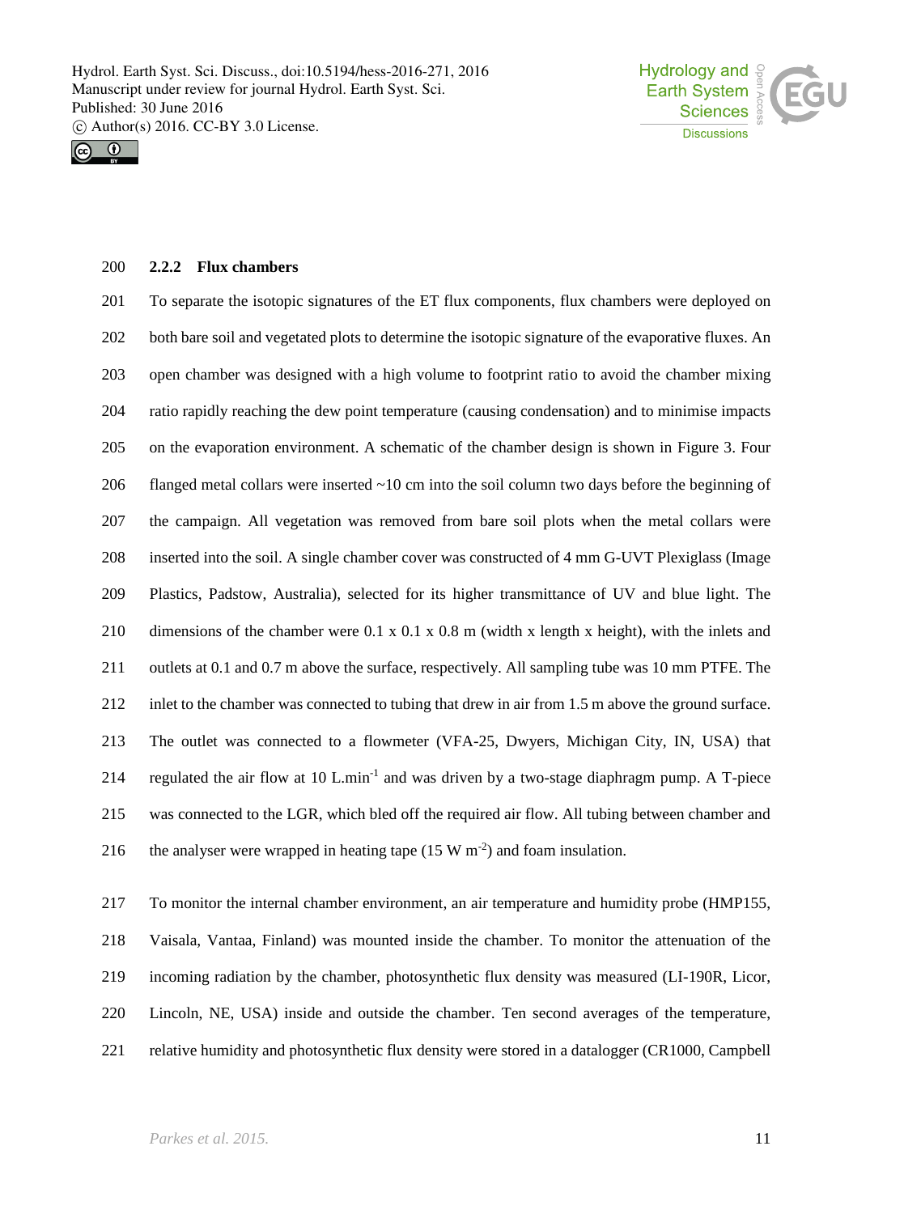### 2.2.2 Flux chambers

To separate the isotopic signatures of the ET flux components, flux chambers were deployed on both bare soil and vegetated plots to determine the isotopic signature of the evaporative fluxes. An open chamber was designed with a high volume to footprint ratio to avoid the chamber mixing ratio rapidly reaching the dew point temperature (causing condensation) and to minimise impacts on the evaporation environment. A schematic of the chamber design is shown in Figure 3. Four flanged metal collars were inserted ~10 cm into the soil column two days before the beginning of the campaign. All vegetation was removed from bare soil plots when the metal collars were inserted into the soil. A single chamber cover was constructed of 4 mm G-UVT Plexiglass (Image Plastics, Padstow, Australia), selected for its higher transmittance of UV and blue light. The dimensions of the chamber were 0.1 x 0.1 x 0.8 m (width x length x height), with the inlets and outlets at 0.1 and 0.7 m above the surface, respectively. All sampling tube was 10 mm PTFE. The inlet to the chamber was connected to tubing that drew in air from 1.5 m above the ground surface. The outlet was connected to a flowmeter (VFA-25, Dwyers, Michigan City, IN, USA) that regulated the air flow at 10 $L.min^{-1}$ and was driven by a two-stage diaphragm pump. A T-piece was connected to the LGR, which bled off the required air flow. All tubing between chamber and the analyser were wrapped in heating tape (15 $W\ m^{-2}$) and foam insulation.

To monitor the internal chamber environment, an air temperature and humidity probe (HMP155, Vaisala, Vantaa, Finland) was mounted inside the chamber. To monitor the attenuation of the incoming radiation by the chamber, photosynthetic flux density was measured (LI-190R, Licor, Lincoln, NE, USA) inside and outside the chamber. Ten second averages of the temperature, relative humidity and photosynthetic flux density were stored in a datalogger (CR1000, Campbell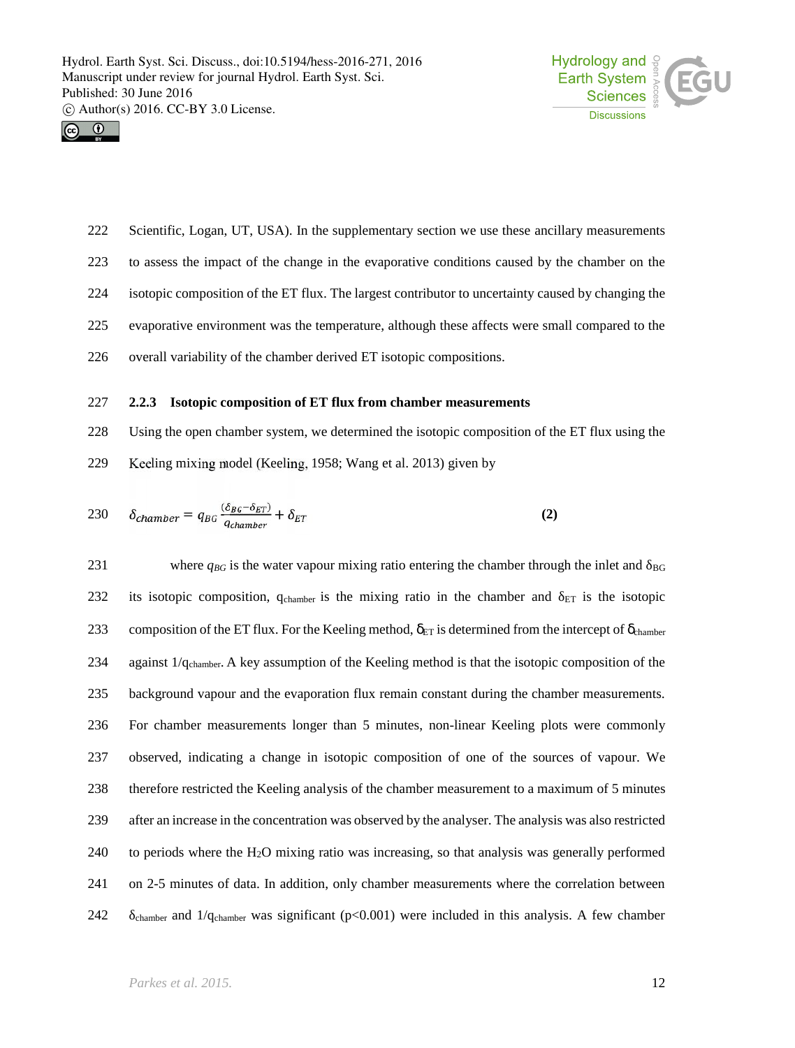Scientific, Logan, UT, USA). In the supplementary section we use these ancillary measurements to assess the impact of the change in the evaporative conditions caused by the chamber on the isotopic composition of the ET flux. The largest contributor to uncertainty caused by changing the evaporative environment was the temperature, although these affects were small compared to the overall variability of the chamber derived ET isotopic compositions.

### 2.2.3 Isotopic composition of ET flux from chamber measurements

Using the open chamber system, we determined the isotopic composition of the ET flux using the Keeling mixing model (Keeling, 1958; Wang et al. 2013) given by

$$\delta_{chamber} = q_{BG} \frac{(\delta_{BG} - \delta_{ET})}{q_{chamber}} + \delta_{ET} \tag{2}$$

where $q_{BG}$ is the water vapour mixing ratio entering the chamber through the inlet and $\delta_{BG}$ its isotopic composition, $q_{chamber}$ is the mixing ratio in the chamber and $\delta_{ET}$ is the isotopic composition of the ET flux. For the Keeling method, $\delta_{ET}$ is determined from the intercept of $\delta_{chamber}$ against $1/q_{chamber}$. A key assumption of the Keeling method is that the isotopic composition of the background vapour and the evaporation flux remain constant during the chamber measurements. For chamber measurements longer than 5 minutes, non-linear Keeling plots were commonly observed, indicating a change in isotopic composition of one of the sources of vapour. We therefore restricted the Keeling analysis of the chamber measurement to a maximum of 5 minutes after an increase in the concentration was observed by the analyser. The analysis was also restricted to periods where the $H_2O$ mixing ratio was increasing, so that analysis was generally performed on 2-5 minutes of data. In addition, only chamber measurements where the correlation between $\delta_{chamber}$ and $1/q_{chamber}$ was significant ($p<0.001$) were included in this analysis. A few chamber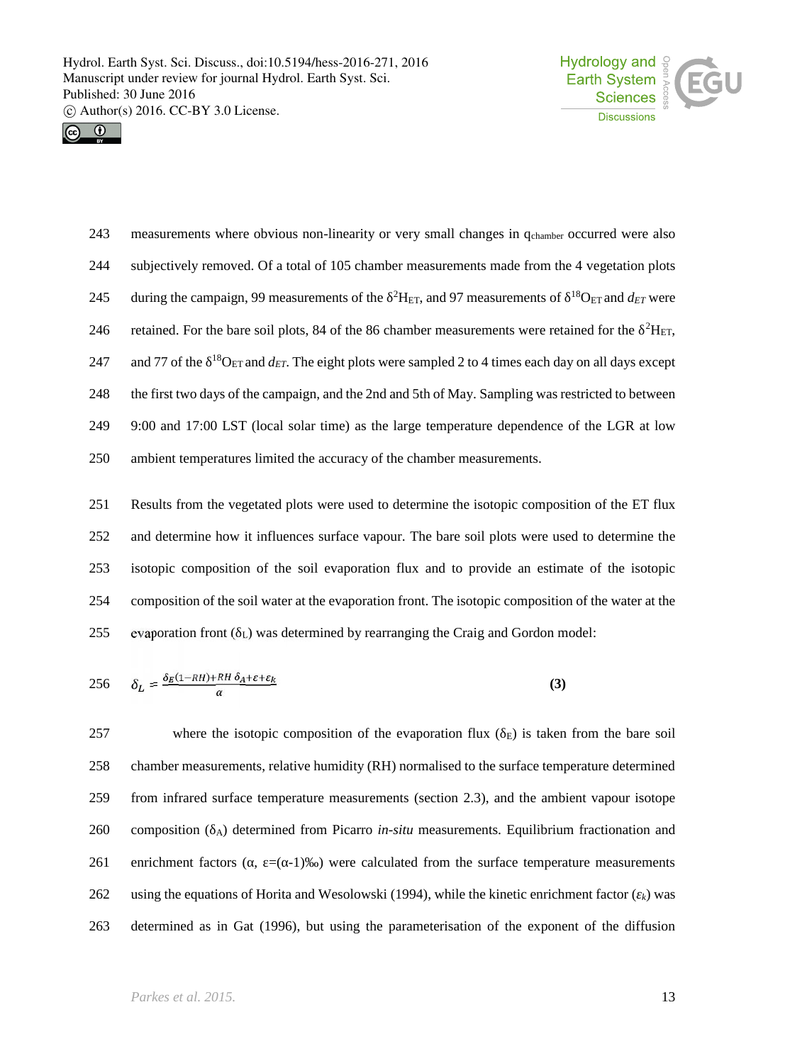measurements where obvious non-linearity or very small changes in $q_{chamber}$ occurred were also subjectively removed. Of a total of 105 chamber measurements made from the 4 vegetation plots during the campaign, 99 measurements of the $\delta^2H_{ET}$, and 97 measurements of $\delta^{18}O_{ET}$ and $d_{ET}$ were retained. For the bare soil plots, 84 of the 86 chamber measurements were retained for the $\delta^2H_{ET}$, and 77 of the $\delta^{18}O_{ET}$ and $d_{ET}$. The eight plots were sampled 2 to 4 times each day on all days except the first two days of the campaign, and the 2nd and 5th of May. Sampling was restricted to between 9:00 and 17:00 LST (local solar time) as the large temperature dependence of the LGR at low ambient temperatures limited the accuracy of the chamber measurements.

Results from the vegetated plots were used to determine the isotopic composition of the ET flux and determine how it influences surface vapour. The bare soil plots were used to determine the isotopic composition of the soil evaporation flux and to provide an estimate of the isotopic composition of the soil water at the evaporation front. The isotopic composition of the water at the evaporation front ($\delta_L$) was determined by rearranging the Craig and Gordon model:

$$\delta_L = \frac{\delta_E(1-RH)+RH\ \delta_A+\varepsilon+\varepsilon_k}{\alpha} \qquad \textbf{(3)}$$

where the isotopic composition of the evaporation flux ($\delta_E$) is taken from the bare soil chamber measurements, relative humidity (RH) normalised to the surface temperature determined from infrared surface temperature measurements (section 2.3), and the ambient vapour isotope composition ($\delta_A$) determined from Picarro *in-situ* measurements. Equilibrium fractionation and enrichment factors ($\alpha$, $\varepsilon=(\alpha-1)$‰) were calculated from the surface temperature measurements using the equations of Horita and Wesolowski (1994), while the kinetic enrichment factor ($\varepsilon_k$) was determined as in Gat (1996), but using the parameterisation of the exponent of the diffusion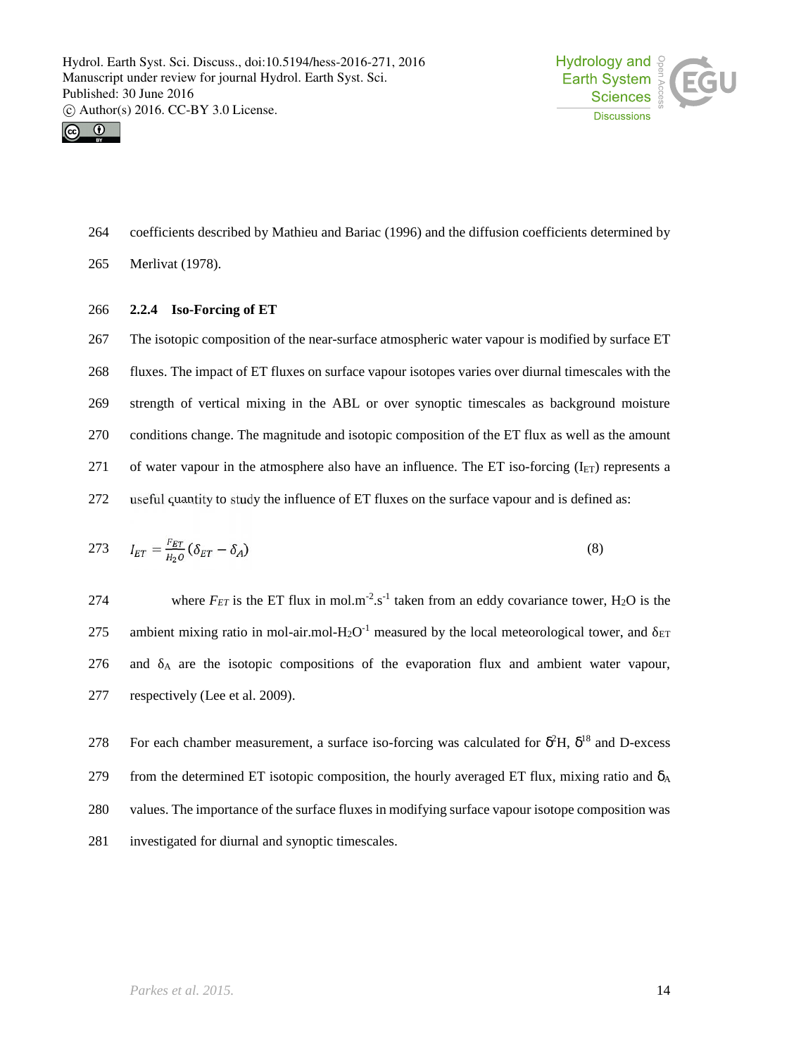coefficients described by Mathieu and Bariac (1996) and the diffusion coefficients determined by Merlivat (1978).

### 2.2.4 Iso-Forcing of ET

The isotopic composition of the near-surface atmospheric water vapour is modified by surface ET fluxes. The impact of ET fluxes on surface vapour isotopes varies over diurnal timescales with the strength of vertical mixing in the ABL or over synoptic timescales as background moisture conditions change. The magnitude and isotopic composition of the ET flux as well as the amount of water vapour in the atmosphere also have an influence. The ET iso-forcing ($I_{ET}$) represents a useful quantity to study the influence of ET fluxes on the surface vapour and is defined as:

$$I_{ET} = \frac{F_{ET}}{H_2O}(\delta_{ET} - \delta_A) \quad (8)$$

where $F_{ET}$ is the ET flux in mol.m$^{-2}$.s$^{-1}$ taken from an eddy covariance tower, $H_2O$ is the ambient mixing ratio in mol-air.mol-$H_2O^{-1}$ measured by the local meteorological tower, and $\delta_{ET}$ and $\delta_A$ are the isotopic compositions of the evaporation flux and ambient water vapour, respectively (Lee et al. 2009).

For each chamber measurement, a surface iso-forcing was calculated for $\delta^2$H, $\delta^{18}$ and D-excess from the determined ET isotopic composition, the hourly averaged ET flux, mixing ratio and $\delta_A$ values. The importance of the surface fluxes in modifying surface vapour isotope composition was investigated for diurnal and synoptic timescales.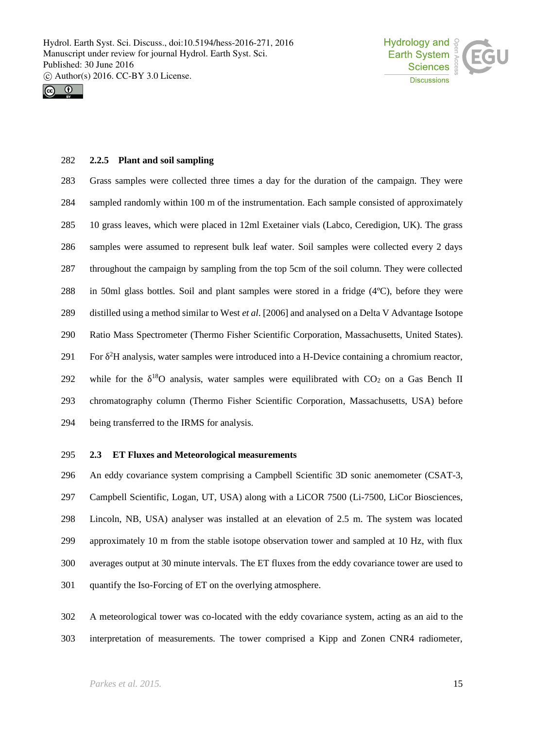### 2.2.5 Plant and soil sampling

Grass samples were collected three times a day for the duration of the campaign. They were sampled randomly within 100 m of the instrumentation. Each sample consisted of approximately 10 grass leaves, which were placed in 12ml Exetainer vials (Labco, Ceredigion, UK). The grass samples were assumed to represent bulk leaf water. Soil samples were collected every 2 days throughout the campaign by sampling from the top 5cm of the soil column. They were collected in 50ml glass bottles. Soil and plant samples were stored in a fridge (4ºC), before they were distilled using a method similar to West *et al*. [2006] and analysed on a Delta V Advantage Isotope Ratio Mass Spectrometer (Thermo Fisher Scientific Corporation, Massachusetts, United States). For $\delta^2H$ analysis, water samples were introduced into a H-Device containing a chromium reactor, while for the $\delta^{18}O$ analysis, water samples were equilibrated with $CO_2$ on a Gas Bench II chromatography column (Thermo Fisher Scientific Corporation, Massachusetts, USA) before being transferred to the IRMS for analysis.

## 2.3 ET Fluxes and Meteorological measurements

An eddy covariance system comprising a Campbell Scientific 3D sonic anemometer (CSAT-3, Campbell Scientific, Logan, UT, USA) along with a LiCOR 7500 (Li-7500, LiCor Biosciences, Lincoln, NB, USA) analyser was installed at an elevation of 2.5 m. The system was located approximately 10 m from the stable isotope observation tower and sampled at 10 Hz, with flux averages output at 30 minute intervals. The ET fluxes from the eddy covariance tower are used to quantify the Iso-Forcing of ET on the overlying atmosphere.

A meteorological tower was co-located with the eddy covariance system, acting as an aid to the interpretation of measurements. The tower comprised a Kipp and Zonen CNR4 radiometer,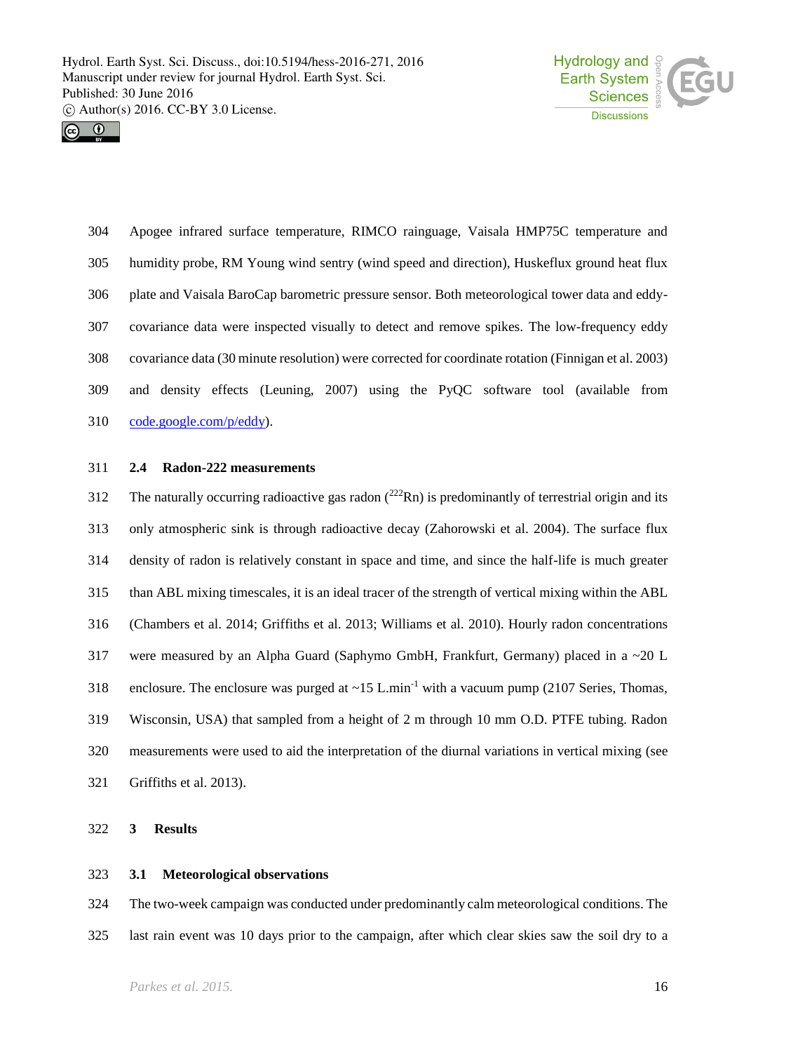Apogee infrared surface temperature, RIMCO rainguage, Vaisala HMP75C temperature and humidity probe, RM Young wind sentry (wind speed and direction), Huskeflux ground heat flux plate and Vaisala BaroCap barometric pressure sensor. Both meteorological tower data and eddy-covariance data were inspected visually to detect and remove spikes. The low-frequency eddy covariance data (30 minute resolution) were corrected for coordinate rotation (Finnigan et al. 2003) and density effects (Leuning, 2007) using the PyQC software tool (available from code.google.com/p/eddy).

## 2.4 Radon-222 measurements

The naturally occurring radioactive gas radon ($^{222}$Rn) is predominantly of terrestrial origin and its only atmospheric sink is through radioactive decay (Zahorowski et al. 2004). The surface flux density of radon is relatively constant in space and time, and since the half-life is much greater than ABL mixing timescales, it is an ideal tracer of the strength of vertical mixing within the ABL (Chambers et al. 2014; Griffiths et al. 2013; Williams et al. 2010). Hourly radon concentrations were measured by an Alpha Guard (Saphymo GmbH, Frankfurt, Germany) placed in a ~20 L enclosure. The enclosure was purged at ~15 L.min$^{-1}$ with a vacuum pump (2107 Series, Thomas, Wisconsin, USA) that sampled from a height of 2 m through 10 mm O.D. PTFE tubing. Radon measurements were used to aid the interpretation of the diurnal variations in vertical mixing (see Griffiths et al. 2013).

# 3 Results

## 3.1 Meteorological observations

The two-week campaign was conducted under predominantly calm meteorological conditions. The last rain event was 10 days prior to the campaign, after which clear skies saw the soil dry to a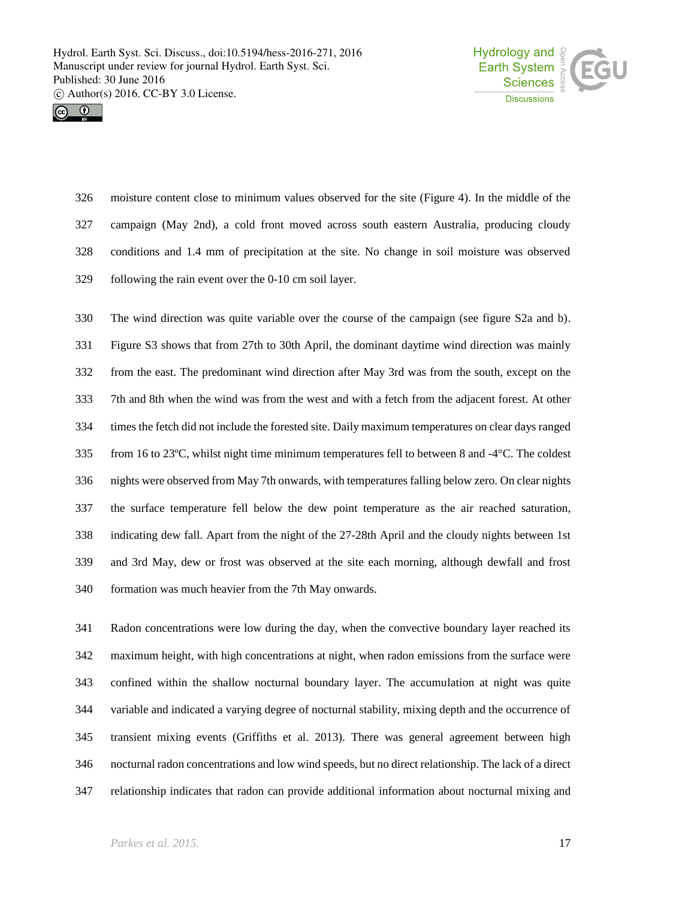moisture content close to minimum values observed for the site (Figure 4). In the middle of the campaign (May 2nd), a cold front moved across south eastern Australia, producing cloudy conditions and 1.4 mm of precipitation at the site. No change in soil moisture was observed following the rain event over the 0-10 cm soil layer.

The wind direction was quite variable over the course of the campaign (see figure S2a and b). Figure S3 shows that from 27th to 30th April, the dominant daytime wind direction was mainly from the east. The predominant wind direction after May 3rd was from the south, except on the 7th and 8th when the wind was from the west and with a fetch from the adjacent forest. At other times the fetch did not include the forested site. Daily maximum temperatures on clear days ranged from 16 to 23ºC, whilst night time minimum temperatures fell to between 8 and -4°C. The coldest nights were observed from May 7th onwards, with temperatures falling below zero. On clear nights the surface temperature fell below the dew point temperature as the air reached saturation, indicating dew fall. Apart from the night of the 27-28th April and the cloudy nights between 1st and 3rd May, dew or frost was observed at the site each morning, although dewfall and frost formation was much heavier from the 7th May onwards.

Radon concentrations were low during the day, when the convective boundary layer reached its maximum height, with high concentrations at night, when radon emissions from the surface were confined within the shallow nocturnal boundary layer. The accumulation at night was quite variable and indicated a varying degree of nocturnal stability, mixing depth and the occurrence of transient mixing events (Griffiths et al. 2013). There was general agreement between high nocturnal radon concentrations and low wind speeds, but no direct relationship. The lack of a direct relationship indicates that radon can provide additional information about nocturnal mixing and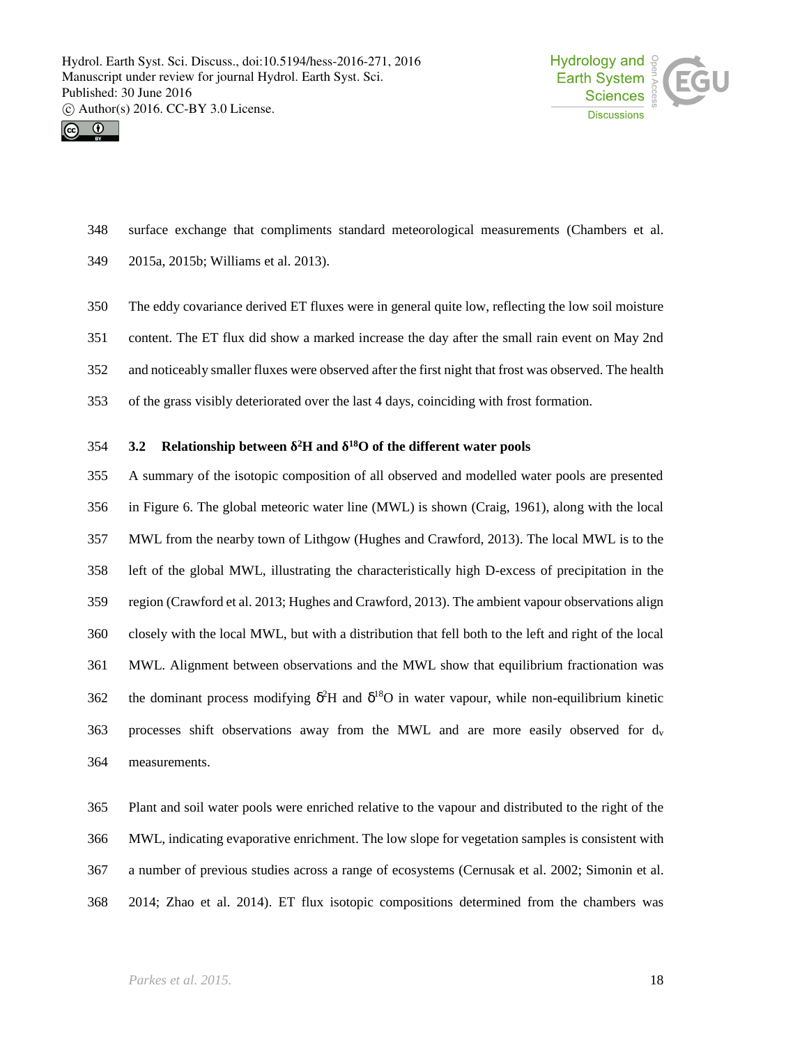surface exchange that compliments standard meteorological measurements (Chambers et al. 2015a, 2015b; Williams et al. 2013).

The eddy covariance derived ET fluxes were in general quite low, reflecting the low soil moisture content. The ET flux did show a marked increase the day after the small rain event on May 2nd and noticeably smaller fluxes were observed after the first night that frost was observed. The health of the grass visibly deteriorated over the last 4 days, coinciding with frost formation.

### 3.2 Relationship between $\delta^2$H and $\delta^{18}$O of the different water pools

A summary of the isotopic composition of all observed and modelled water pools are presented in Figure 6. The global meteoric water line (MWL) is shown (Craig, 1961), along with the local MWL from the nearby town of Lithgow (Hughes and Crawford, 2013). The local MWL is to the left of the global MWL, illustrating the characteristically high D-excess of precipitation in the region (Crawford et al. 2013; Hughes and Crawford, 2013). The ambient vapour observations align closely with the local MWL, but with a distribution that fell both to the left and right of the local MWL. Alignment between observations and the MWL show that equilibrium fractionation was the dominant process modifying $\delta^2$H and $\delta^{18}$O in water vapour, while non-equilibrium kinetic processes shift observations away from the MWL and are more easily observed for $d_v$ measurements.

Plant and soil water pools were enriched relative to the vapour and distributed to the right of the MWL, indicating evaporative enrichment. The low slope for vegetation samples is consistent with a number of previous studies across a range of ecosystems (Cernusak et al. 2002; Simonin et al. 2014; Zhao et al. 2014). ET flux isotopic compositions determined from the chambers was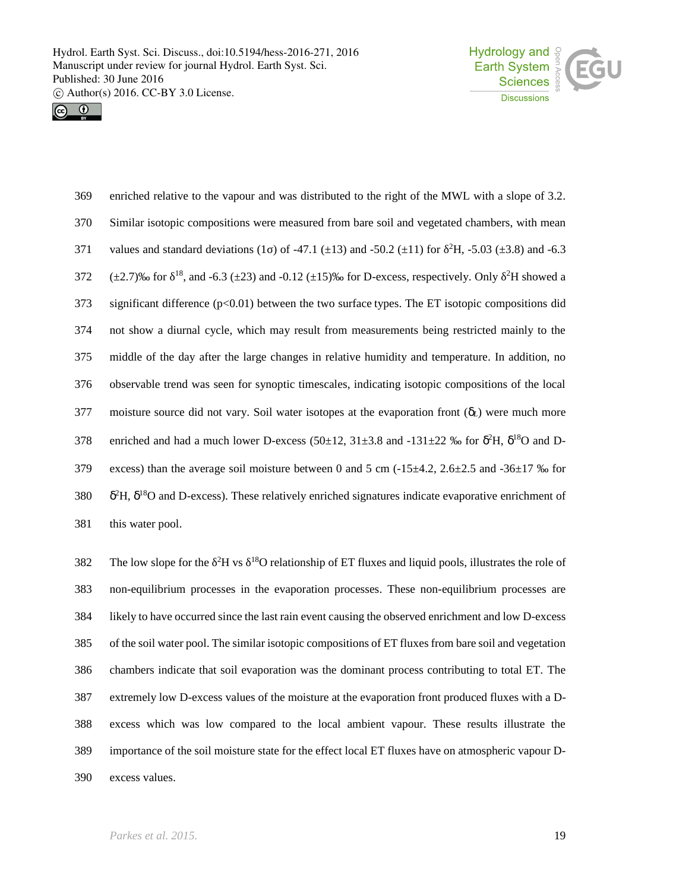enriched relative to the vapour and was distributed to the right of the MWL with a slope of 3.2. Similar isotopic compositions were measured from bare soil and vegetated chambers, with mean values and standard deviations (1σ) of -47.1 (±13) and -50.2 (±11) for $\delta^2$H, -5.03 (±3.8) and -6.3 (±2.7)‰ for $\delta^{18}$, and -6.3 (±23) and -0.12 (±15)‰ for D-excess, respectively. Only $\delta^2$H showed a significant difference ($p<0.01$) between the two surface types. The ET isotopic compositions did not show a diurnal cycle, which may result from measurements being restricted mainly to the middle of the day after the large changes in relative humidity and temperature. In addition, no observable trend was seen for synoptic timescales, indicating isotopic compositions of the local moisture source did not vary. Soil water isotopes at the evaporation front ($\delta_L$) were much more enriched and had a much lower D-excess (50±12, 31±3.8 and -131±22 ‰ for $\delta^2$H, $\delta^{18}$O and D-excess) than the average soil moisture between 0 and 5 cm (-15±4.2, 2.6±2.5 and -36±17 ‰ for $\delta^2$H, $\delta^{18}$O and D-excess). These relatively enriched signatures indicate evaporative enrichment of this water pool.

The low slope for the $\delta^2$H vs $\delta^{18}$O relationship of ET fluxes and liquid pools, illustrates the role of non-equilibrium processes in the evaporation processes. These non-equilibrium processes are likely to have occurred since the last rain event causing the observed enrichment and low D-excess of the soil water pool. The similar isotopic compositions of ET fluxes from bare soil and vegetation chambers indicate that soil evaporation was the dominant process contributing to total ET. The extremely low D-excess values of the moisture at the evaporation front produced fluxes with a D-excess which was low compared to the local ambient vapour. These results illustrate the importance of the soil moisture state for the effect local ET fluxes have on atmospheric vapour D-excess values.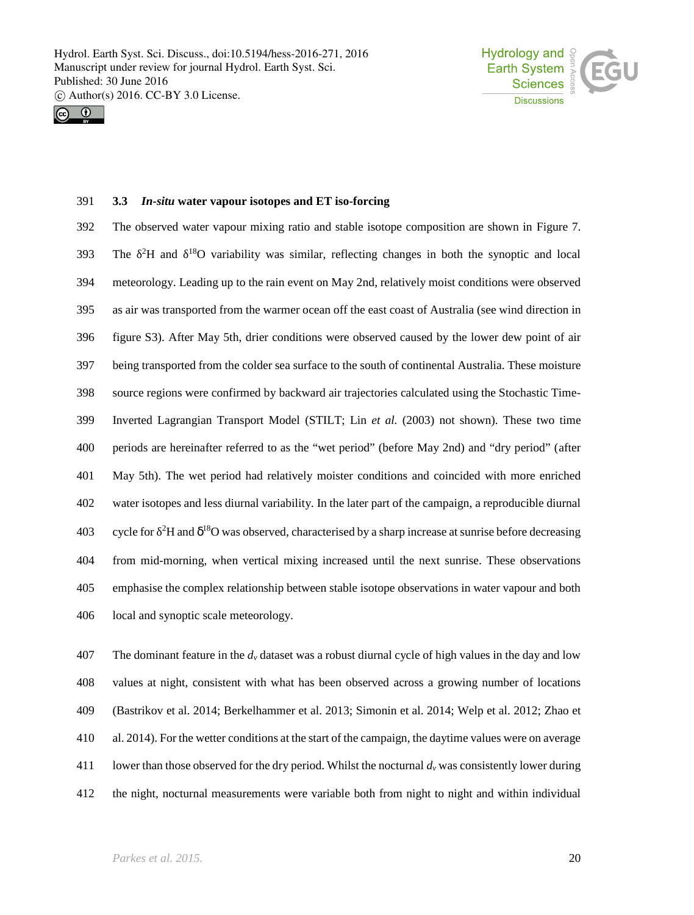### 3.3 *In-situ* water vapour isotopes and ET iso-forcing

The observed water vapour mixing ratio and stable isotope composition are shown in Figure 7. The $\delta^2$H and $\delta^{18}$O variability was similar, reflecting changes in both the synoptic and local meteorology. Leading up to the rain event on May 2nd, relatively moist conditions were observed as air was transported from the warmer ocean off the east coast of Australia (see wind direction in figure S3). After May 5th, drier conditions were observed caused by the lower dew point of air being transported from the colder sea surface to the south of continental Australia. These moisture source regions were confirmed by backward air trajectories calculated using the Stochastic Time-Inverted Lagrangian Transport Model (STILT; Lin *et al.* (2003) not shown). These two time periods are hereinafter referred to as the "wet period" (before May 2nd) and "dry period" (after May 5th). The wet period had relatively moister conditions and coincided with more enriched water isotopes and less diurnal variability. In the later part of the campaign, a reproducible diurnal cycle for $\delta^2$H and $\delta^{18}$O was observed, characterised by a sharp increase at sunrise before decreasing from mid-morning, when vertical mixing increased until the next sunrise. These observations emphasise the complex relationship between stable isotope observations in water vapour and both local and synoptic scale meteorology.

The dominant feature in the $d_v$ dataset was a robust diurnal cycle of high values in the day and low values at night, consistent with what has been observed across a growing number of locations (Bastrikov et al. 2014; Berkelhammer et al. 2013; Simonin et al. 2014; Welp et al. 2012; Zhao et al. 2014). For the wetter conditions at the start of the campaign, the daytime values were on average lower than those observed for the dry period. Whilst the nocturnal $d_v$ was consistently lower during the night, nocturnal measurements were variable both from night to night and within individual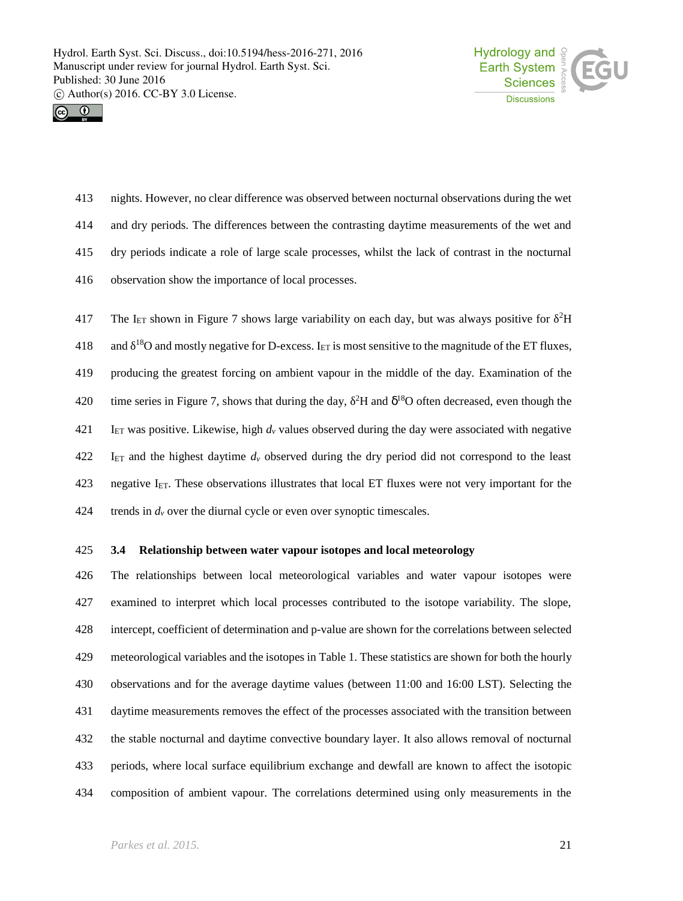nights. However, no clear difference was observed between nocturnal observations during the wet and dry periods. The differences between the contrasting daytime measurements of the wet and dry periods indicate a role of large scale processes, whilst the lack of contrast in the nocturnal observation show the importance of local processes.

The $I_{ET}$ shown in Figure 7 shows large variability on each day, but was always positive for $\delta^2$H and $\delta^{18}$O and mostly negative for D-excess. $I_{ET}$ is most sensitive to the magnitude of the ET fluxes, producing the greatest forcing on ambient vapour in the middle of the day. Examination of the time series in Figure 7, shows that during the day, $\delta^2$H and $\delta^{18}$O often decreased, even though the $I_{ET}$ was positive. Likewise, high $d_v$ values observed during the day were associated with negative $I_{ET}$ and the highest daytime $d_v$ observed during the dry period did not correspond to the least negative $I_{ET}$. These observations illustrates that local ET fluxes were not very important for the trends in $d_v$ over the diurnal cycle or even over synoptic timescales.

### 3.4 Relationship between water vapour isotopes and local meteorology

The relationships between local meteorological variables and water vapour isotopes were examined to interpret which local processes contributed to the isotope variability. The slope, intercept, coefficient of determination and p-value are shown for the correlations between selected meteorological variables and the isotopes in Table 1. These statistics are shown for both the hourly observations and for the average daytime values (between 11:00 and 16:00 LST). Selecting the daytime measurements removes the effect of the processes associated with the transition between the stable nocturnal and daytime convective boundary layer. It also allows removal of nocturnal periods, where local surface equilibrium exchange and dewfall are known to affect the isotopic composition of ambient vapour. The correlations determined using only measurements in the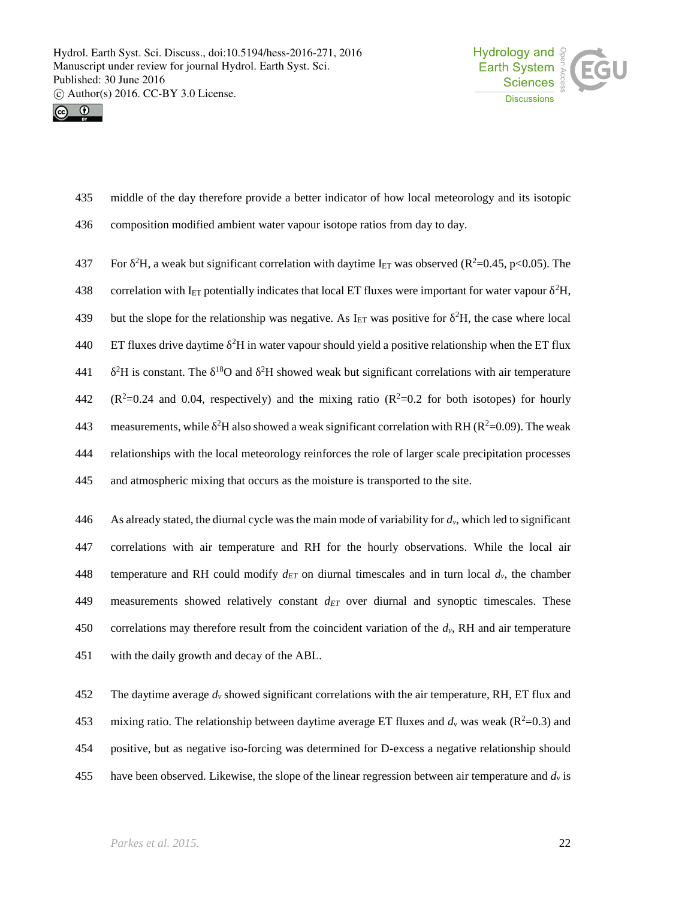middle of the day therefore provide a better indicator of how local meteorology and its isotopic composition modified ambient water vapour isotope ratios from day to day.

For $\delta^2$H, a weak but significant correlation with daytime $I_{ET}$ was observed ($R^2$=0.45, $p$<0.05). The correlation with $I_{ET}$ potentially indicates that local ET fluxes were important for water vapour $\delta^2$H, but the slope for the relationship was negative. As $I_{ET}$ was positive for $\delta^2$H, the case where local ET fluxes drive daytime $\delta^2$H in water vapour should yield a positive relationship when the ET flux $\delta^2$H is constant. The $\delta^{18}$O and $\delta^2$H showed weak but significant correlations with air temperature ($R^2$=0.24 and 0.04, respectively) and the mixing ratio ($R^2$=0.2 for both isotopes) for hourly measurements, while $\delta^2$H also showed a weak significant correlation with RH ($R^2$=0.09). The weak relationships with the local meteorology reinforces the role of larger scale precipitation processes and atmospheric mixing that occurs as the moisture is transported to the site.

As already stated, the diurnal cycle was the main mode of variability for $d_v$, which led to significant correlations with air temperature and RH for the hourly observations. While the local air temperature and RH could modify $d_{ET}$ on diurnal timescales and in turn local $d_v$, the chamber measurements showed relatively constant $d_{ET}$ over diurnal and synoptic timescales. These correlations may therefore result from the coincident variation of the $d_v$, RH and air temperature with the daily growth and decay of the ABL.

The daytime average $d_v$ showed significant correlations with the air temperature, RH, ET flux and mixing ratio. The relationship between daytime average ET fluxes and $d_v$ was weak ($R^2$=0.3) and positive, but as negative iso-forcing was determined for D-excess a negative relationship should have been observed. Likewise, the slope of the linear regression between air temperature and $d_v$ is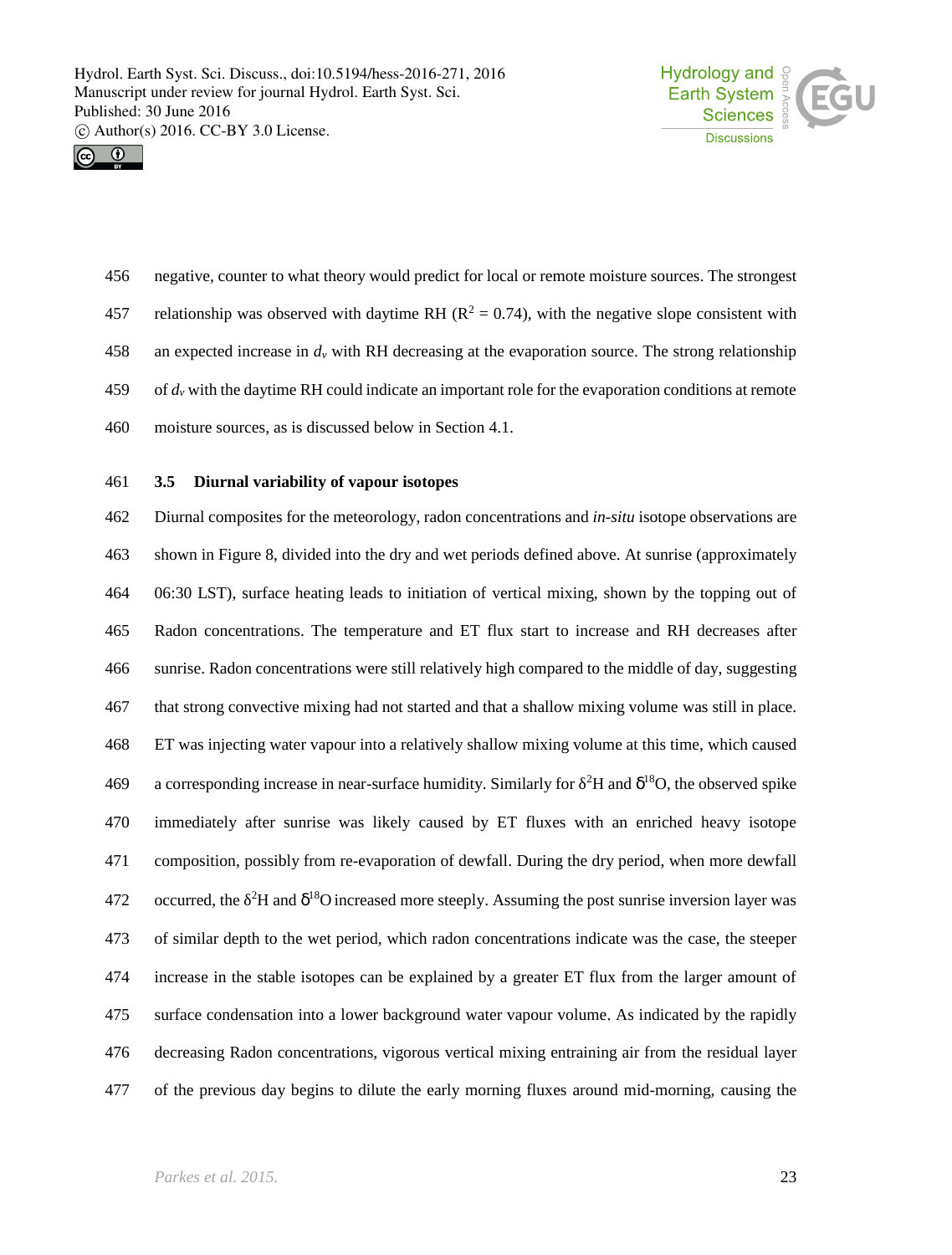negative, counter to what theory would predict for local or remote moisture sources. The strongest relationship was observed with daytime RH ($R^2$ = 0.74), with the negative slope consistent with an expected increase in $d_v$ with RH decreasing at the evaporation source. The strong relationship of $d_v$ with the daytime RH could indicate an important role for the evaporation conditions at remote moisture sources, as is discussed below in Section 4.1.

### 3.5 Diurnal variability of vapour isotopes

Diurnal composites for the meteorology, radon concentrations and *in-situ* isotope observations are shown in Figure 8, divided into the dry and wet periods defined above. At sunrise (approximately 06:30 LST), surface heating leads to initiation of vertical mixing, shown by the topping out of Radon concentrations. The temperature and ET flux start to increase and RH decreases after sunrise. Radon concentrations were still relatively high compared to the middle of day, suggesting that strong convective mixing had not started and that a shallow mixing volume was still in place. ET was injecting water vapour into a relatively shallow mixing volume at this time, which caused a corresponding increase in near-surface humidity. Similarly for $\delta^2$H and $\delta^{18}$O, the observed spike immediately after sunrise was likely caused by ET fluxes with an enriched heavy isotope composition, possibly from re-evaporation of dewfall. During the dry period, when more dewfall occurred, the $\delta^2$H and $\delta^{18}$O increased more steeply. Assuming the post sunrise inversion layer was of similar depth to the wet period, which radon concentrations indicate was the case, the steeper increase in the stable isotopes can be explained by a greater ET flux from the larger amount of surface condensation into a lower background water vapour volume. As indicated by the rapidly decreasing Radon concentrations, vigorous vertical mixing entraining air from the residual layer of the previous day begins to dilute the early morning fluxes around mid-morning, causing the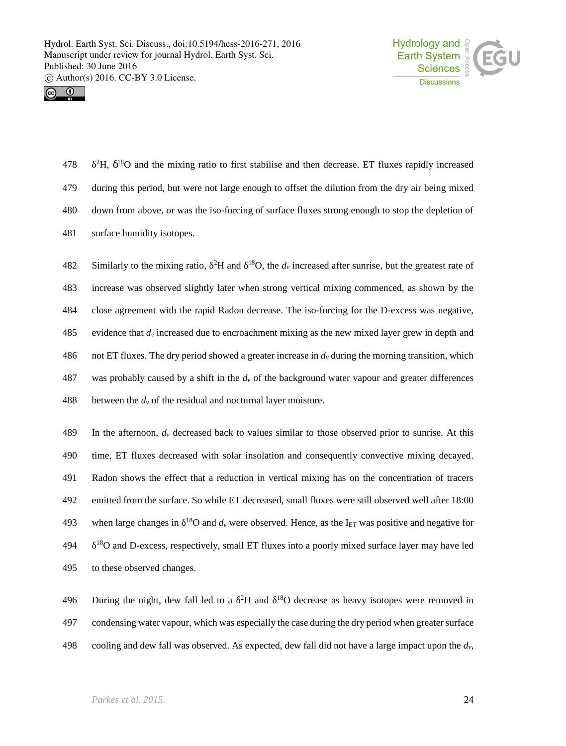$\delta^2H$, $\delta^{18}O$ and the mixing ratio to first stabilise and then decrease. ET fluxes rapidly increased during this period, but were not large enough to offset the dilution from the dry air being mixed down from above, or was the iso-forcing of surface fluxes strong enough to stop the depletion of surface humidity isotopes.

Similarly to the mixing ratio, $\delta^2H$ and $\delta^{18}O$, the $d_v$ increased after sunrise, but the greatest rate of increase was observed slightly later when strong vertical mixing commenced, as shown by the close agreement with the rapid Radon decrease. The iso-forcing for the D-excess was negative, evidence that $d_v$ increased due to encroachment mixing as the new mixed layer grew in depth and not ET fluxes. The dry period showed a greater increase in $d_v$ during the morning transition, which was probably caused by a shift in the $d_v$ of the background water vapour and greater differences between the $d_v$ of the residual and nocturnal layer moisture.

In the afternoon, $d_v$ decreased back to values similar to those observed prior to sunrise. At this time, ET fluxes decreased with solar insolation and consequently convective mixing decayed. Radon shows the effect that a reduction in vertical mixing has on the concentration of tracers emitted from the surface. So while ET decreased, small fluxes were still observed well after 18:00 when large changes in $\delta^{18}O$ and $d_v$ were observed. Hence, as the $I_{ET}$ was positive and negative for $\delta^{18}O$ and D-excess, respectively, small ET fluxes into a poorly mixed surface layer may have led to these observed changes.

During the night, dew fall led to a $\delta^2H$ and $\delta^{18}O$ decrease as heavy isotopes were removed in condensing water vapour, which was especially the case during the dry period when greater surface cooling and dew fall was observed. As expected, dew fall did not have a large impact upon the $d_v$,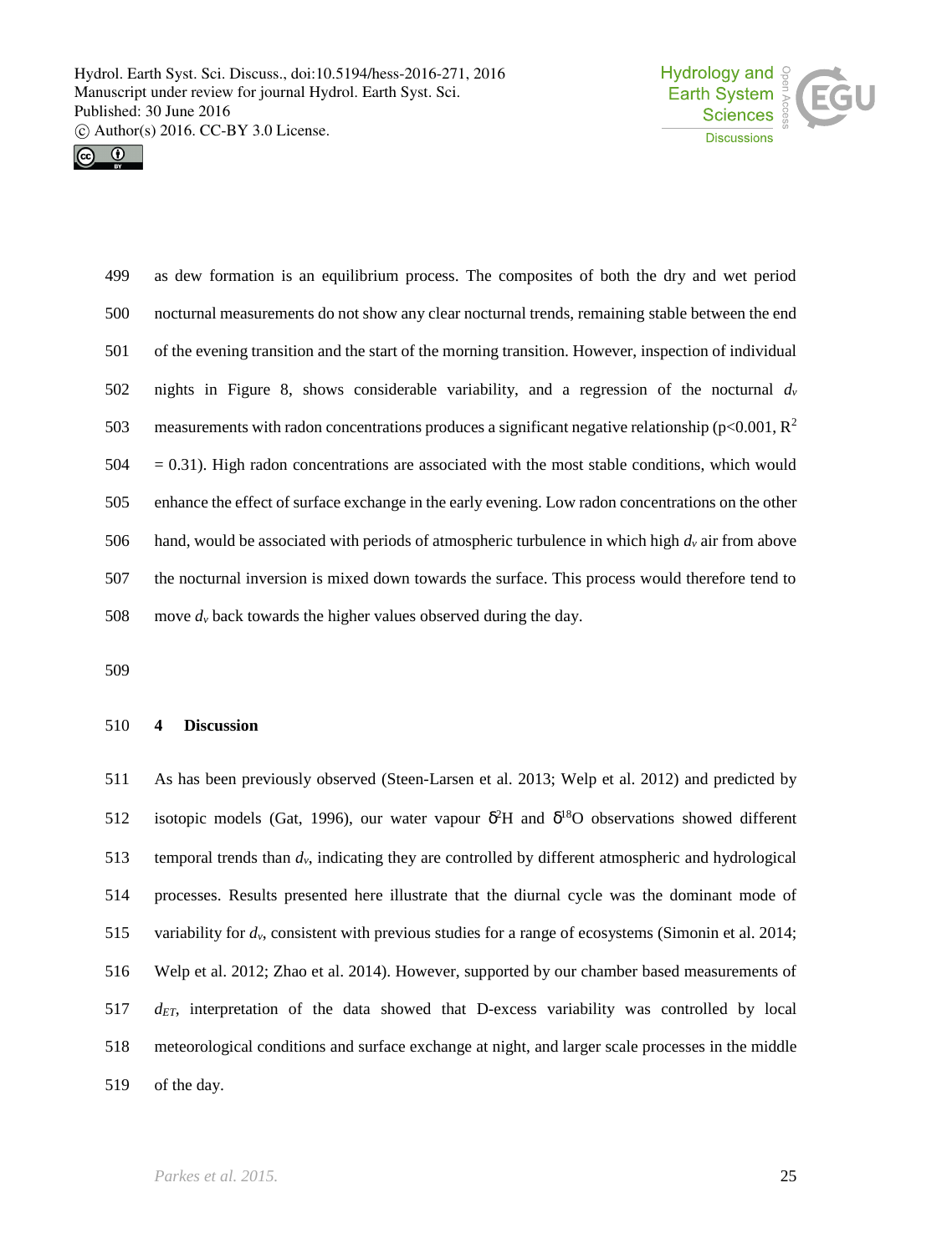as dew formation is an equilibrium process. The composites of both the dry and wet period nocturnal measurements do not show any clear nocturnal trends, remaining stable between the end of the evening transition and the start of the morning transition. However, inspection of individual nights in Figure 8, shows considerable variability, and a regression of the nocturnal $d_v$ measurements with radon concentrations produces a significant negative relationship ($p<0.001$, $R^2 = 0.31$). High radon concentrations are associated with the most stable conditions, which would enhance the effect of surface exchange in the early evening. Low radon concentrations on the other hand, would be associated with periods of atmospheric turbulence in which high $d_v$ air from above the nocturnal inversion is mixed down towards the surface. This process would therefore tend to move $d_v$ back towards the higher values observed during the day.

# 4 Discussion

As has been previously observed (Steen-Larsen et al. 2013; Welp et al. 2012) and predicted by isotopic models (Gat, 1996), our water vapour $\delta^2$H and $\delta^{18}$O observations showed different temporal trends than $d_v$, indicating they are controlled by different atmospheric and hydrological processes. Results presented here illustrate that the diurnal cycle was the dominant mode of variability for $d_v$, consistent with previous studies for a range of ecosystems (Simonin et al. 2014; Welp et al. 2012; Zhao et al. 2014). However, supported by our chamber based measurements of $d_{ET}$, interpretation of the data showed that D-excess variability was controlled by local meteorological conditions and surface exchange at night, and larger scale processes in the middle of the day.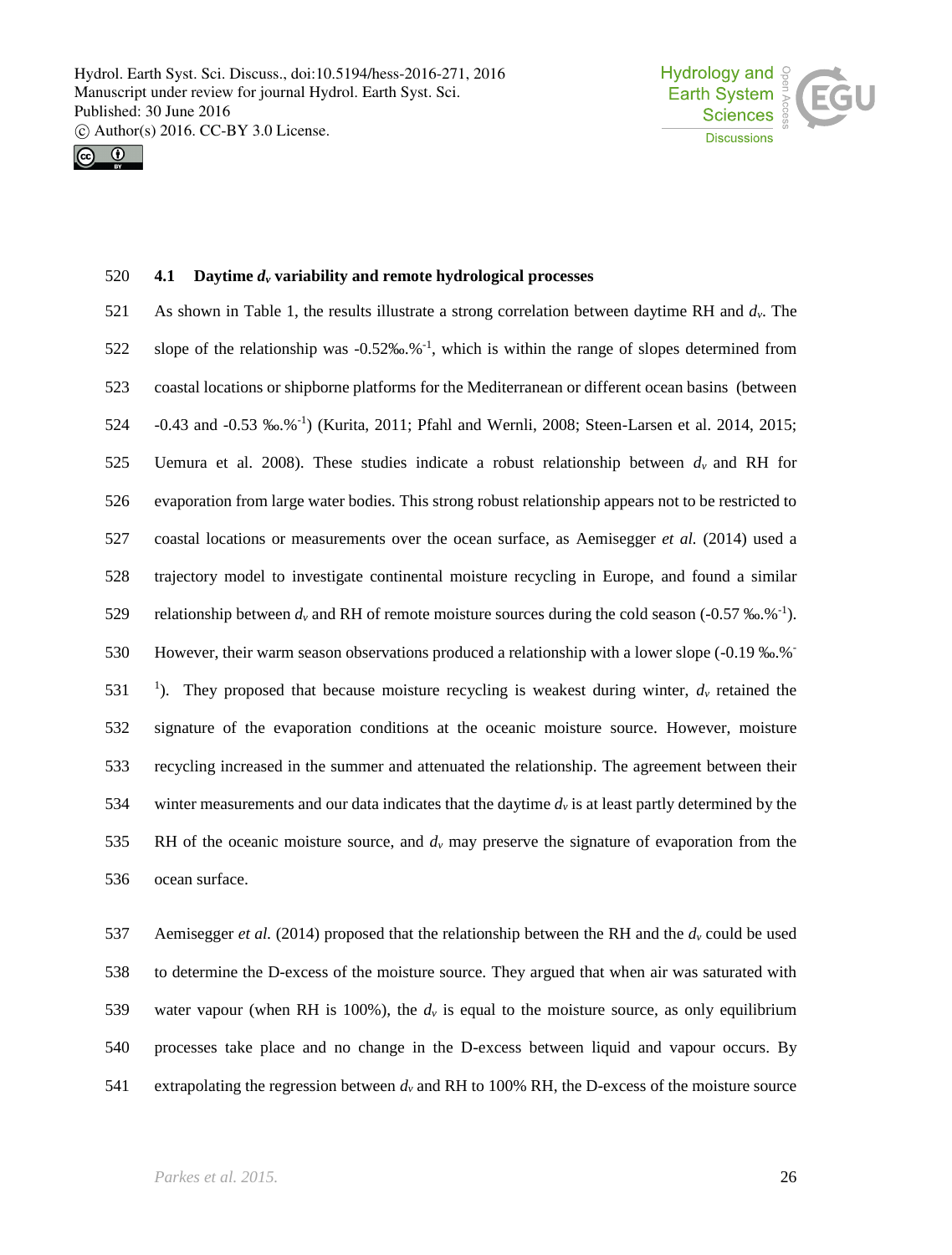### 4.1 Daytime $d_v$ variability and remote hydrological processes

As shown in Table 1, the results illustrate a strong correlation between daytime RH and $d_v$. The slope of the relationship was -0.52‰.%$^{-1}$, which is within the range of slopes determined from coastal locations or shipborne platforms for the Mediterranean or different ocean basins (between -0.43 and -0.53 ‰.%$^{-1}$) (Kurita, 2011; Pfahl and Wernli, 2008; Steen-Larsen et al. 2014, 2015; Uemura et al. 2008). These studies indicate a robust relationship between $d_v$ and RH for evaporation from large water bodies. This strong robust relationship appears not to be restricted to coastal locations or measurements over the ocean surface, as Aemisegger *et al.* (2014) used a trajectory model to investigate continental moisture recycling in Europe, and found a similar relationship between $d_v$ and RH of remote moisture sources during the cold season (-0.57 ‰.%$^{-1}$). However, their warm season observations produced a relationship with a lower slope (-0.19 ‰.%$^{-1}$). They proposed that because moisture recycling is weakest during winter, $d_v$ retained the signature of the evaporation conditions at the oceanic moisture source. However, moisture recycling increased in the summer and attenuated the relationship. The agreement between their winter measurements and our data indicates that the daytime $d_v$ is at least partly determined by the RH of the oceanic moisture source, and $d_v$ may preserve the signature of evaporation from the ocean surface.

Aemisegger *et al.* (2014) proposed that the relationship between the RH and the $d_v$ could be used to determine the D-excess of the moisture source. They argued that when air was saturated with water vapour (when RH is 100%), the $d_v$ is equal to the moisture source, as only equilibrium processes take place and no change in the D-excess between liquid and vapour occurs. By extrapolating the regression between $d_v$ and RH to 100% RH, the D-excess of the moisture source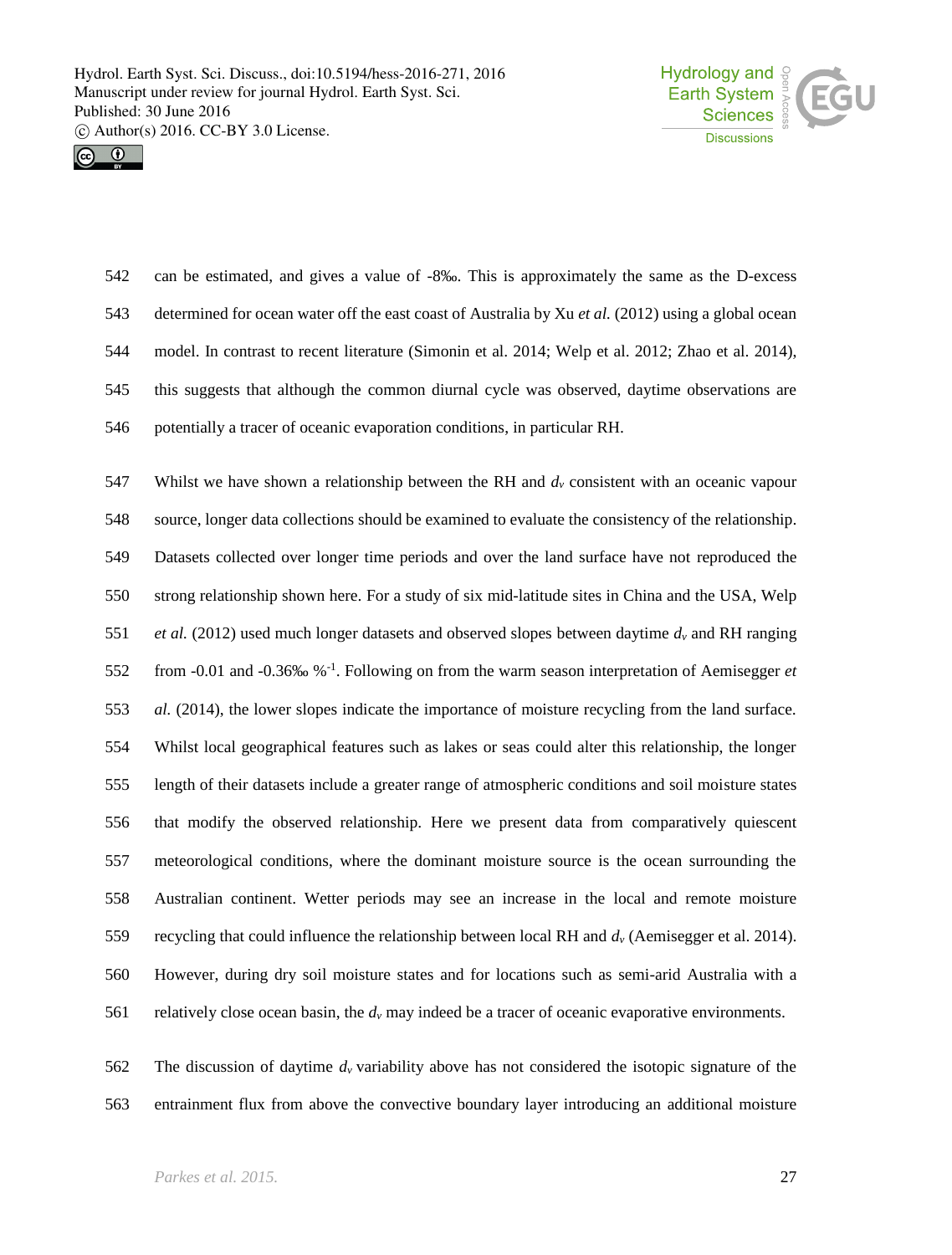can be estimated, and gives a value of -8‰. This is approximately the same as the D-excess determined for ocean water off the east coast of Australia by Xu *et al.* (2012) using a global ocean model. In contrast to recent literature (Simonin et al. 2014; Welp et al. 2012; Zhao et al. 2014), this suggests that although the common diurnal cycle was observed, daytime observations are potentially a tracer of oceanic evaporation conditions, in particular RH.

Whilst we have shown a relationship between the RH and $d_v$ consistent with an oceanic vapour source, longer data collections should be examined to evaluate the consistency of the relationship. Datasets collected over longer time periods and over the land surface have not reproduced the strong relationship shown here. For a study of six mid-latitude sites in China and the USA, Welp *et al.* (2012) used much longer datasets and observed slopes between daytime $d_v$ and RH ranging from -0.01 and -0.36‰ $\%^{-1}$. Following on from the warm season interpretation of Aemisegger *et al.* (2014), the lower slopes indicate the importance of moisture recycling from the land surface. Whilst local geographical features such as lakes or seas could alter this relationship, the longer length of their datasets include a greater range of atmospheric conditions and soil moisture states that modify the observed relationship. Here we present data from comparatively quiescent meteorological conditions, where the dominant moisture source is the ocean surrounding the Australian continent. Wetter periods may see an increase in the local and remote moisture recycling that could influence the relationship between local RH and $d_v$ (Aemisegger et al. 2014). However, during dry soil moisture states and for locations such as semi-arid Australia with a relatively close ocean basin, the $d_v$ may indeed be a tracer of oceanic evaporative environments.

The discussion of daytime $d_v$ variability above has not considered the isotopic signature of the entrainment flux from above the convective boundary layer introducing an additional moisture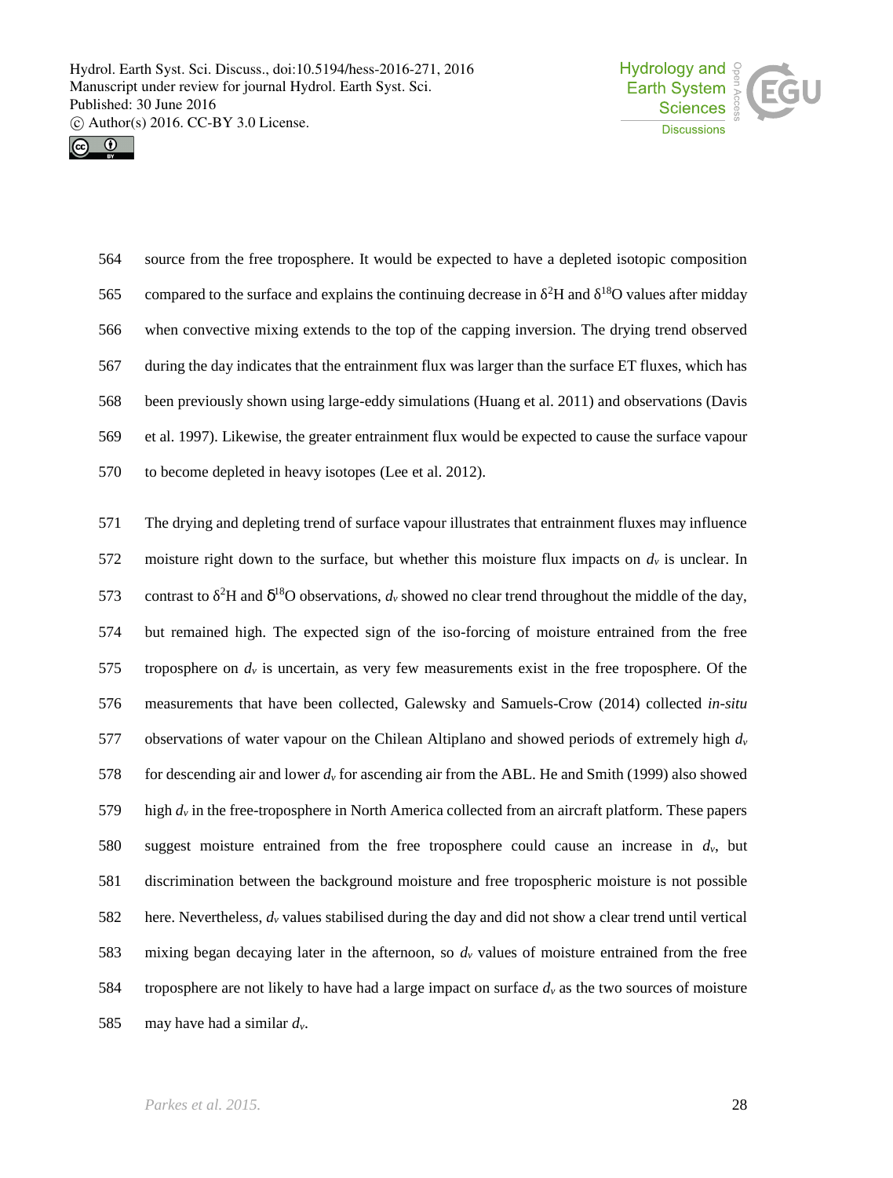source from the free troposphere. It would be expected to have a depleted isotopic composition compared to the surface and explains the continuing decrease in $\delta^2$H and $\delta^{18}$O values after midday when convective mixing extends to the top of the capping inversion. The drying trend observed during the day indicates that the entrainment flux was larger than the surface ET fluxes, which has been previously shown using large-eddy simulations (Huang et al. 2011) and observations (Davis et al. 1997). Likewise, the greater entrainment flux would be expected to cause the surface vapour to become depleted in heavy isotopes (Lee et al. 2012).

The drying and depleting trend of surface vapour illustrates that entrainment fluxes may influence moisture right down to the surface, but whether this moisture flux impacts on $d_v$ is unclear. In contrast to $\delta^2$H and $\delta^{18}$O observations, $d_v$ showed no clear trend throughout the middle of the day, but remained high. The expected sign of the iso-forcing of moisture entrained from the free troposphere on $d_v$ is uncertain, as very few measurements exist in the free troposphere. Of the measurements that have been collected, Galewsky and Samuels-Crow (2014) collected *in-situ* observations of water vapour on the Chilean Altiplano and showed periods of extremely high $d_v$ for descending air and lower $d_v$ for ascending air from the ABL. He and Smith (1999) also showed high $d_v$ in the free-troposphere in North America collected from an aircraft platform. These papers suggest moisture entrained from the free troposphere could cause an increase in $d_v$, but discrimination between the background moisture and free tropospheric moisture is not possible here. Nevertheless, $d_v$ values stabilised during the day and did not show a clear trend until vertical mixing began decaying later in the afternoon, so $d_v$ values of moisture entrained from the free troposphere are not likely to have had a large impact on surface $d_v$ as the two sources of moisture may have had a similar $d_v$.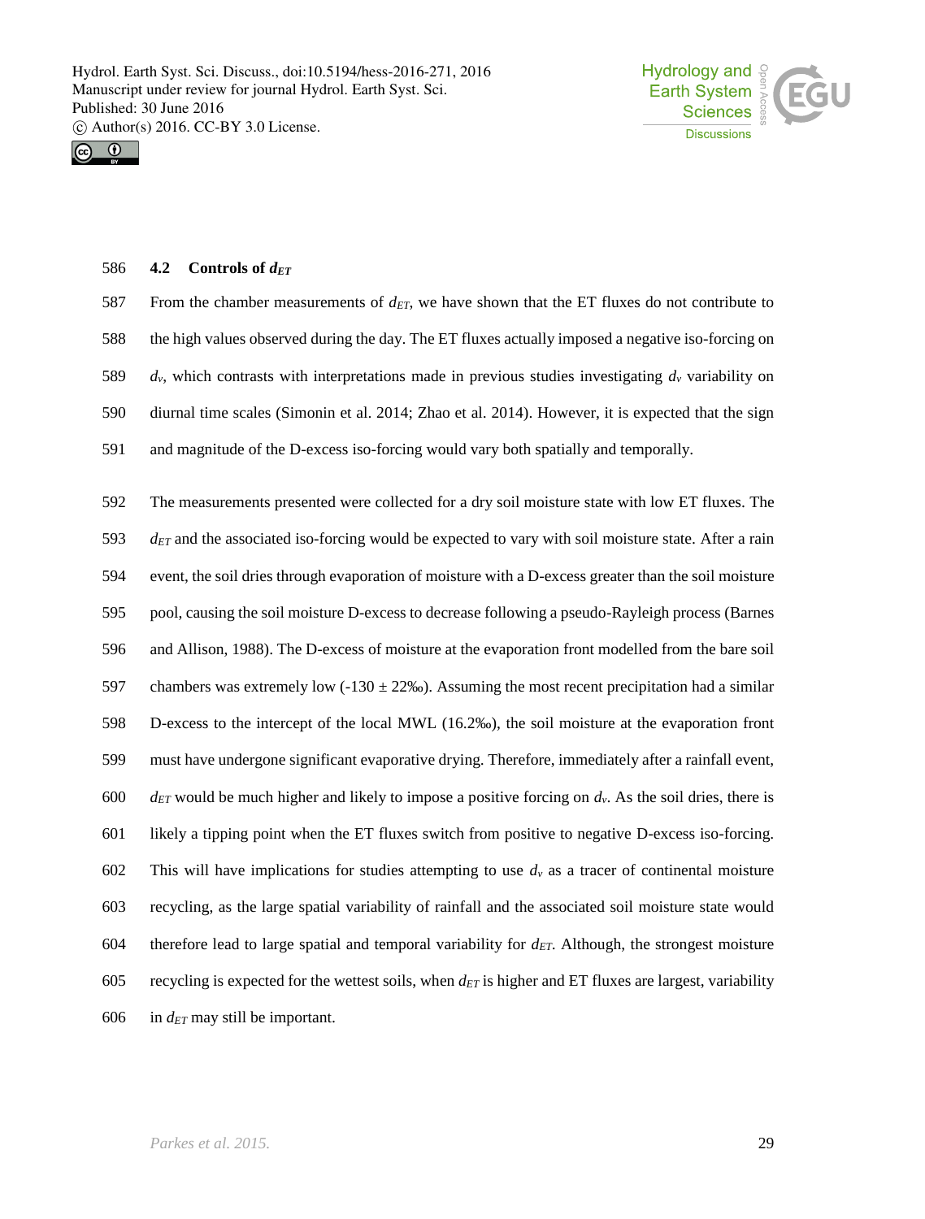### 4.2 Controls of $d_{ET}$

From the chamber measurements of $d_{ET}$, we have shown that the ET fluxes do not contribute to the high values observed during the day. The ET fluxes actually imposed a negative iso-forcing on $d_v$, which contrasts with interpretations made in previous studies investigating $d_v$ variability on diurnal time scales (Simonin et al. 2014; Zhao et al. 2014). However, it is expected that the sign and magnitude of the D-excess iso-forcing would vary both spatially and temporally.

The measurements presented were collected for a dry soil moisture state with low ET fluxes. The $d_{ET}$ and the associated iso-forcing would be expected to vary with soil moisture state. After a rain event, the soil dries through evaporation of moisture with a D-excess greater than the soil moisture pool, causing the soil moisture D-excess to decrease following a pseudo-Rayleigh process (Barnes and Allison, 1988). The D-excess of moisture at the evaporation front modelled from the bare soil chambers was extremely low ($-130 \pm 22$‰). Assuming the most recent precipitation had a similar D-excess to the intercept of the local MWL (16.2‰), the soil moisture at the evaporation front must have undergone significant evaporative drying. Therefore, immediately after a rainfall event, $d_{ET}$ would be much higher and likely to impose a positive forcing on $d_v$. As the soil dries, there is likely a tipping point when the ET fluxes switch from positive to negative D-excess iso-forcing. This will have implications for studies attempting to use $d_v$ as a tracer of continental moisture recycling, as the large spatial variability of rainfall and the associated soil moisture state would therefore lead to large spatial and temporal variability for $d_{ET}$. Although, the strongest moisture recycling is expected for the wettest soils, when $d_{ET}$ is higher and ET fluxes are largest, variability in $d_{ET}$ may still be important.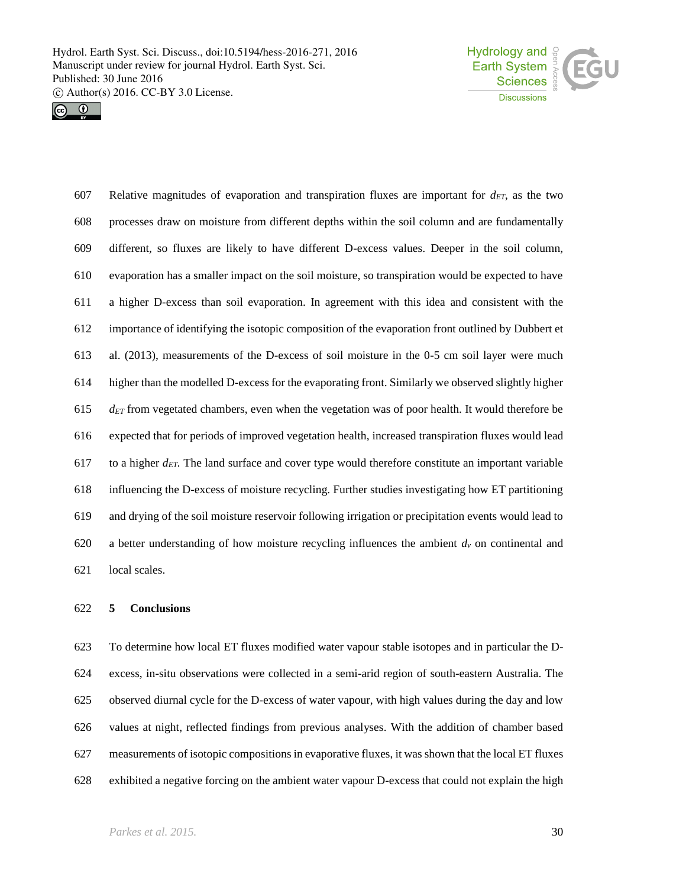Relative magnitudes of evaporation and transpiration fluxes are important for $d_{ET}$, as the two processes draw on moisture from different depths within the soil column and are fundamentally different, so fluxes are likely to have different D-excess values. Deeper in the soil column, evaporation has a smaller impact on the soil moisture, so transpiration would be expected to have a higher D-excess than soil evaporation. In agreement with this idea and consistent with the importance of identifying the isotopic composition of the evaporation front outlined by Dubbert et al. (2013), measurements of the D-excess of soil moisture in the 0-5 cm soil layer were much higher than the modelled D-excess for the evaporating front. Similarly we observed slightly higher $d_{ET}$ from vegetated chambers, even when the vegetation was of poor health. It would therefore be expected that for periods of improved vegetation health, increased transpiration fluxes would lead to a higher $d_{ET}$. The land surface and cover type would therefore constitute an important variable influencing the D-excess of moisture recycling. Further studies investigating how ET partitioning and drying of the soil moisture reservoir following irrigation or precipitation events would lead to a better understanding of how moisture recycling influences the ambient $d_v$ on continental and local scales.

## 5 Conclusions

To determine how local ET fluxes modified water vapour stable isotopes and in particular the D-excess, in-situ observations were collected in a semi-arid region of south-eastern Australia. The observed diurnal cycle for the D-excess of water vapour, with high values during the day and low values at night, reflected findings from previous analyses. With the addition of chamber based measurements of isotopic compositions in evaporative fluxes, it was shown that the local ET fluxes exhibited a negative forcing on the ambient water vapour D-excess that could not explain the high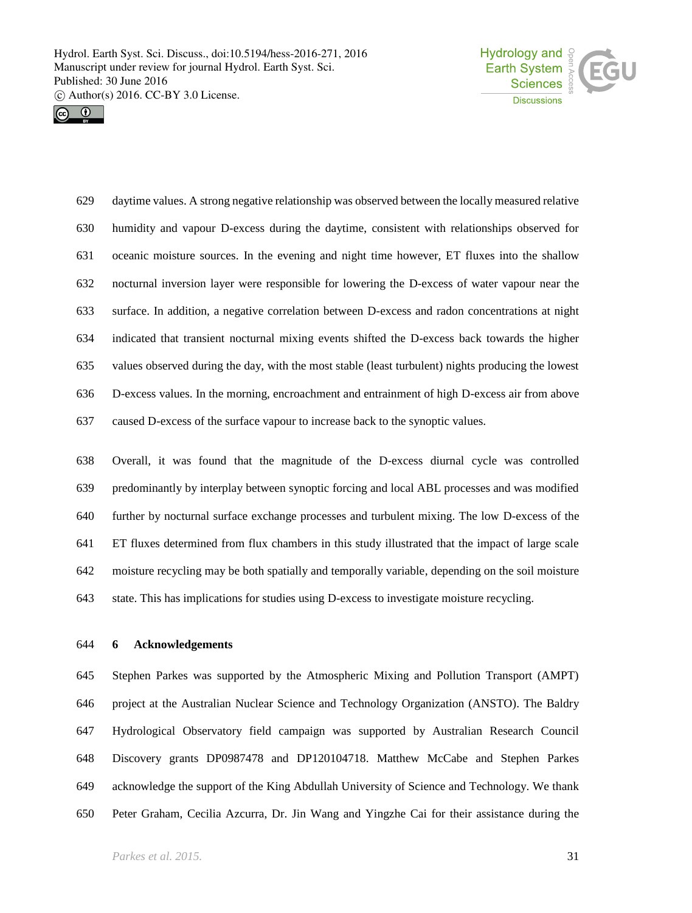daytime values. A strong negative relationship was observed between the locally measured relative humidity and vapour D-excess during the daytime, consistent with relationships observed for oceanic moisture sources. In the evening and night time however, ET fluxes into the shallow nocturnal inversion layer were responsible for lowering the D-excess of water vapour near the surface. In addition, a negative correlation between D-excess and radon concentrations at night indicated that transient nocturnal mixing events shifted the D-excess back towards the higher values observed during the day, with the most stable (least turbulent) nights producing the lowest D-excess values. In the morning, encroachment and entrainment of high D-excess air from above caused D-excess of the surface vapour to increase back to the synoptic values.

Overall, it was found that the magnitude of the D-excess diurnal cycle was controlled predominantly by interplay between synoptic forcing and local ABL processes and was modified further by nocturnal surface exchange processes and turbulent mixing. The low D-excess of the ET fluxes determined from flux chambers in this study illustrated that the impact of large scale moisture recycling may be both spatially and temporally variable, depending on the soil moisture state. This has implications for studies using D-excess to investigate moisture recycling.

## 6 Acknowledgements

Stephen Parkes was supported by the Atmospheric Mixing and Pollution Transport (AMPT) project at the Australian Nuclear Science and Technology Organization (ANSTO). The Baldry Hydrological Observatory field campaign was supported by Australian Research Council Discovery grants DP0987478 and DP120104718. Matthew McCabe and Stephen Parkes acknowledge the support of the King Abdullah University of Science and Technology. We thank Peter Graham, Cecilia Azcurra, Dr. Jin Wang and Yingzhe Cai for their assistance during the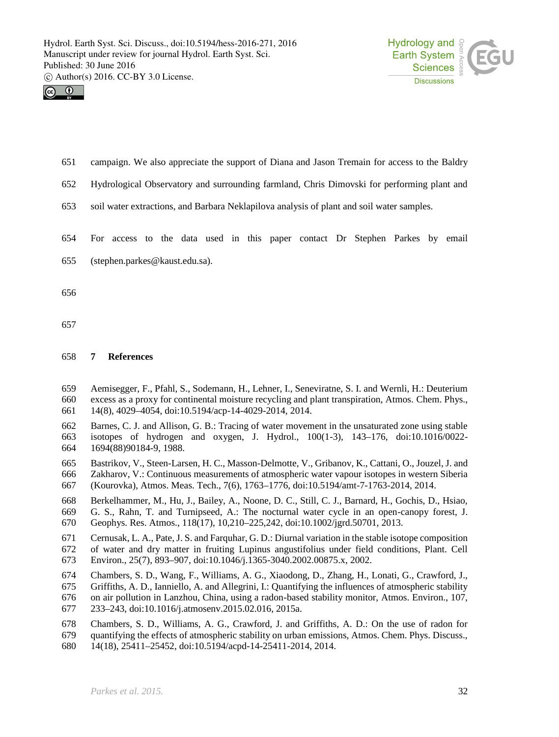campaign. We also appreciate the support of Diana and Jason Tremain for access to the Baldry Hydrological Observatory and surrounding farmland, Chris Dimovski for performing plant and soil water extractions, and Barbara Neklapilova analysis of plant and soil water samples.

For access to the data used in this paper contact Dr Stephen Parkes by email (stephen.parkes@kaust.edu.sa).

## 7 References

Aemisegger, F., Pfahl, S., Sodemann, H., Lehner, I., Seneviratne, S. I. and Wernli, H.: Deuterium excess as a proxy for continental moisture recycling and plant transpiration, Atmos. Chem. Phys., 14(8), 4029–4054, doi:10.5194/acp-14-4029-2014, 2014.

Barnes, C. J. and Allison, G. B.: Tracing of water movement in the unsaturated zone using stable isotopes of hydrogen and oxygen, J. Hydrol., 100(1-3), 143–176, doi:10.1016/0022-1694(88)90184-9, 1988.

Bastrikov, V., Steen-Larsen, H. C., Masson-Delmotte, V., Gribanov, K., Cattani, O., Jouzel, J. and Zakharov, V.: Continuous measurements of atmospheric water vapour isotopes in western Siberia (Kourovka), Atmos. Meas. Tech., 7(6), 1763–1776, doi:10.5194/amt-7-1763-2014, 2014.

Berkelhammer, M., Hu, J., Bailey, A., Noone, D. C., Still, C. J., Barnard, H., Gochis, D., Hsiao, G. S., Rahn, T. and Turnipseed, A.: The nocturnal water cycle in an open-canopy forest, J. Geophys. Res. Atmos., 118(17), 10,210–225,242, doi:10.1002/jgrd.50701, 2013.

Cernusak, L. A., Pate, J. S. and Farquhar, G. D.: Diurnal variation in the stable isotope composition of water and dry matter in fruiting Lupinus angustifolius under field conditions, Plant. Cell Environ., 25(7), 893–907, doi:10.1046/j.1365-3040.2002.00875.x, 2002.

Chambers, S. D., Wang, F., Williams, A. G., Xiaodong, D., Zhang, H., Lonati, G., Crawford, J., Griffiths, A. D., Ianniello, A. and Allegrini, I.: Quantifying the influences of atmospheric stability on air pollution in Lanzhou, China, using a radon-based stability monitor, Atmos. Environ., 107, 233–243, doi:10.1016/j.atmosenv.2015.02.016, 2015a.

Chambers, S. D., Williams, A. G., Crawford, J. and Griffiths, A. D.: On the use of radon for quantifying the effects of atmospheric stability on urban emissions, Atmos. Chem. Phys. Discuss., 14(18), 25411–25452, doi:10.5194/acpd-14-25411-2014, 2014.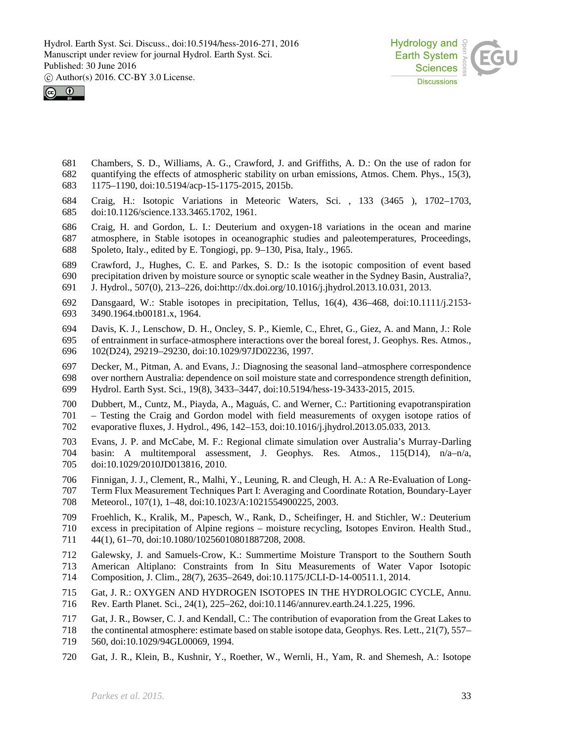681 Chambers, S. D., Williams, A. G., Crawford, J. and Griffiths, A. D.: On the use of radon for
682 quantifying the effects of atmospheric stability on urban emissions, Atmos. Chem. Phys., 15(3),
683 1175–1190, doi:10.5194/acp-15-1175-2015, 2015b.

684 Craig, H.: Isotopic Variations in Meteoric Waters, Sci. , 133 (3465 ), 1702–1703,
685 doi:10.1126/science.133.3465.1702, 1961.

686 Craig, H. and Gordon, L. I.: Deuterium and oxygen-18 variations in the ocean and marine
687 atmosphere, in Stable isotopes in oceanographic studies and paleotemperatures, Proceedings,
688 Spoleto, Italy., edited by E. Tongiogi, pp. 9–130, Pisa, Italy., 1965.

689 Crawford, J., Hughes, C. E. and Parkes, S. D.: Is the isotopic composition of event based
690 precipitation driven by moisture source or synoptic scale weather in the Sydney Basin, Australia?,
691 J. Hydrol., 507(0), 213–226, doi:http://dx.doi.org/10.1016/j.jhydrol.2013.10.031, 2013.

692 Dansgaard, W.: Stable isotopes in precipitation, Tellus, 16(4), 436–468, doi:10.1111/j.2153-
693 3490.1964.tb00181.x, 1964.

694 Davis, K. J., Lenschow, D. H., Oncley, S. P., Kiemle, C., Ehret, G., Giez, A. and Mann, J.: Role
695 of entrainment in surface-atmosphere interactions over the boreal forest, J. Geophys. Res. Atmos.,
696 102(D24), 29219–29230, doi:10.1029/97JD02236, 1997.

697 Decker, M., Pitman, A. and Evans, J.: Diagnosing the seasonal land–atmosphere correspondence
698 over northern Australia: dependence on soil moisture state and correspondence strength definition,
699 Hydrol. Earth Syst. Sci., 19(8), 3433–3447, doi:10.5194/hess-19-3433-2015, 2015.

700 Dubbert, M., Cuntz, M., Piayda, A., Maguás, C. and Werner, C.: Partitioning evapotranspiration
701 – Testing the Craig and Gordon model with field measurements of oxygen isotope ratios of
702 evaporative fluxes, J. Hydrol., 496, 142–153, doi:10.1016/j.jhydrol.2013.05.033, 2013.

703 Evans, J. P. and McCabe, M. F.: Regional climate simulation over Australia's Murray-Darling
704 basin: A multitemporal assessment, J. Geophys. Res. Atmos., 115(D14), n/a–n/a,
705 doi:10.1029/2010JD013816, 2010.

706 Finnigan, J. J., Clement, R., Malhi, Y., Leuning, R. and Cleugh, H. A.: A Re-Evaluation of Long-
707 Term Flux Measurement Techniques Part I: Averaging and Coordinate Rotation, Boundary-Layer
708 Meteorol., 107(1), 1–48, doi:10.1023/A:1021554900225, 2003.

709 Froehlich, K., Kralik, M., Papesch, W., Rank, D., Scheifinger, H. and Stichler, W.: Deuterium
710 excess in precipitation of Alpine regions – moisture recycling, Isotopes Environ. Health Stud.,
711 44(1), 61–70, doi:10.1080/10256010801887208, 2008.

712 Galewsky, J. and Samuels-Crow, K.: Summertime Moisture Transport to the Southern South
713 American Altiplano: Constraints from In Situ Measurements of Water Vapor Isotopic
714 Composition, J. Clim., 28(7), 2635–2649, doi:10.1175/JCLI-D-14-00511.1, 2014.

715 Gat, J. R.: OXYGEN AND HYDROGEN ISOTOPES IN THE HYDROLOGIC CYCLE, Annu.
716 Rev. Earth Planet. Sci., 24(1), 225–262, doi:10.1146/annurev.earth.24.1.225, 1996.

717 Gat, J. R., Bowser, C. J. and Kendall, C.: The contribution of evaporation from the Great Lakes to
718 the continental atmosphere: estimate based on stable isotope data, Geophys. Res. Lett., 21(7), 557–
719 560, doi:10.1029/94GL00069, 1994.

720 Gat, J. R., Klein, B., Kushnir, Y., Roether, W., Wernli, H., Yam, R. and Shemesh, A.: Isotope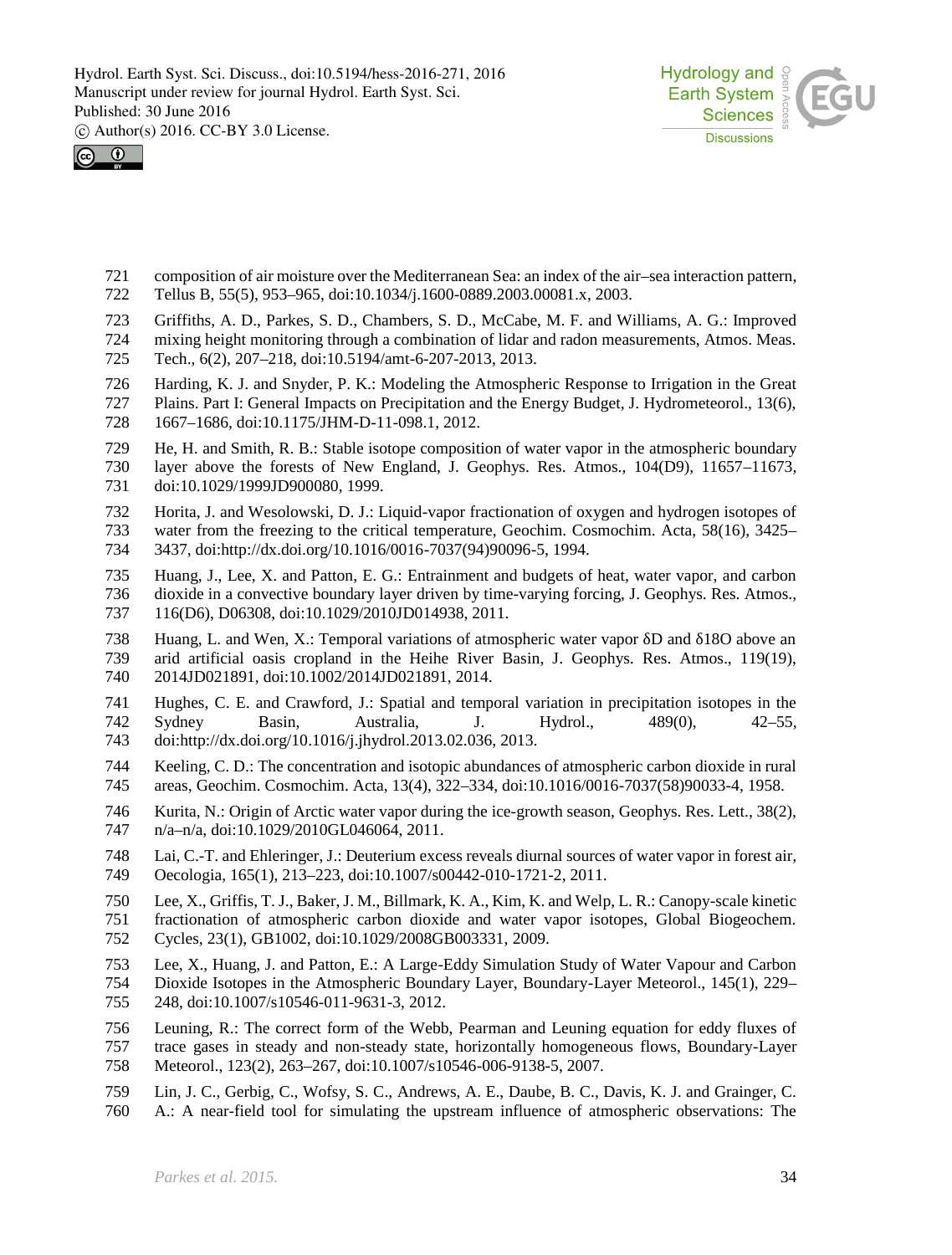composition of air moisture over the Mediterranean Sea: an index of the air–sea interaction pattern, Tellus B, 55(5), 953–965, doi:10.1034/j.1600-0889.2003.00081.x, 2003.

Griffiths, A. D., Parkes, S. D., Chambers, S. D., McCabe, M. F. and Williams, A. G.: Improved mixing height monitoring through a combination of lidar and radon measurements, Atmos. Meas. Tech., 6(2), 207–218, doi:10.5194/amt-6-207-2013, 2013.

Harding, K. J. and Snyder, P. K.: Modeling the Atmospheric Response to Irrigation in the Great Plains. Part I: General Impacts on Precipitation and the Energy Budget, J. Hydrometeorol., 13(6), 1667–1686, doi:10.1175/JHM-D-11-098.1, 2012.

He, H. and Smith, R. B.: Stable isotope composition of water vapor in the atmospheric boundary layer above the forests of New England, J. Geophys. Res. Atmos., 104(D9), 11657–11673, doi:10.1029/1999JD900080, 1999.

Horita, J. and Wesolowski, D. J.: Liquid-vapor fractionation of oxygen and hydrogen isotopes of water from the freezing to the critical temperature, Geochim. Cosmochim. Acta, 58(16), 3425–3437, doi:http://dx.doi.org/10.1016/0016-7037(94)90096-5, 1994.

Huang, J., Lee, X. and Patton, E. G.: Entrainment and budgets of heat, water vapor, and carbon dioxide in a convective boundary layer driven by time-varying forcing, J. Geophys. Res. Atmos., 116(D6), D06308, doi:10.1029/2010JD014938, 2011.

Huang, L. and Wen, X.: Temporal variations of atmospheric water vapor δD and δ18O above an arid artificial oasis cropland in the Heihe River Basin, J. Geophys. Res. Atmos., 119(19), 2014JD021891, doi:10.1002/2014JD021891, 2014.

Hughes, C. E. and Crawford, J.: Spatial and temporal variation in precipitation isotopes in the Sydney Basin, Australia, J. Hydrol., 489(0), 42–55, doi:http://dx.doi.org/10.1016/j.jhydrol.2013.02.036, 2013.

Keeling, C. D.: The concentration and isotopic abundances of atmospheric carbon dioxide in rural areas, Geochim. Cosmochim. Acta, 13(4), 322–334, doi:10.1016/0016-7037(58)90033-4, 1958.

Kurita, N.: Origin of Arctic water vapor during the ice-growth season, Geophys. Res. Lett., 38(2), n/a–n/a, doi:10.1029/2010GL046064, 2011.

Lai, C.-T. and Ehleringer, J.: Deuterium excess reveals diurnal sources of water vapor in forest air, Oecologia, 165(1), 213–223, doi:10.1007/s00442-010-1721-2, 2011.

Lee, X., Griffis, T. J., Baker, J. M., Billmark, K. A., Kim, K. and Welp, L. R.: Canopy-scale kinetic fractionation of atmospheric carbon dioxide and water vapor isotopes, Global Biogeochem. Cycles, 23(1), GB1002, doi:10.1029/2008GB003331, 2009.

Lee, X., Huang, J. and Patton, E.: A Large-Eddy Simulation Study of Water Vapour and Carbon Dioxide Isotopes in the Atmospheric Boundary Layer, Boundary-Layer Meteorol., 145(1), 229–248, doi:10.1007/s10546-011-9631-3, 2012.

Leuning, R.: The correct form of the Webb, Pearman and Leuning equation for eddy fluxes of trace gases in steady and non-steady state, horizontally homogeneous flows, Boundary-Layer Meteorol., 123(2), 263–267, doi:10.1007/s10546-006-9138-5, 2007.

Lin, J. C., Gerbig, C., Wofsy, S. C., Andrews, A. E., Daube, B. C., Davis, K. J. and Grainger, C. A.: A near-field tool for simulating the upstream influence of atmospheric observations: The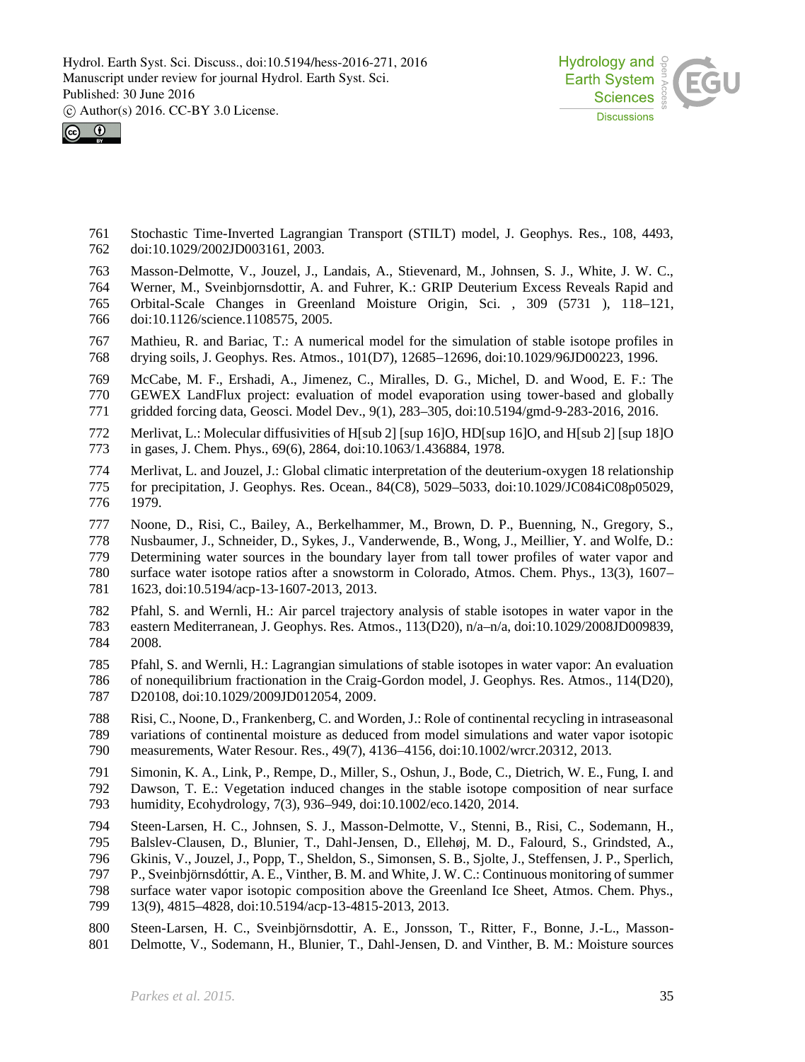Stochastic Time-Inverted Lagrangian Transport (STILT) model, J. Geophys. Res., 108, 4493, doi:10.1029/2002JD003161, 2003.

Masson-Delmotte, V., Jouzel, J., Landais, A., Stievenard, M., Johnsen, S. J., White, J. W. C., Werner, M., Sveinbjornsdottir, A. and Fuhrer, K.: GRIP Deuterium Excess Reveals Rapid and Orbital-Scale Changes in Greenland Moisture Origin, Sci. , 309 (5731 ), 118–121, doi:10.1126/science.1108575, 2005.

Mathieu, R. and Bariac, T.: A numerical model for the simulation of stable isotope profiles in drying soils, J. Geophys. Res. Atmos., 101(D7), 12685–12696, doi:10.1029/96JD00223, 1996.

McCabe, M. F., Ershadi, A., Jimenez, C., Miralles, D. G., Michel, D. and Wood, E. F.: The GEWEX LandFlux project: evaluation of model evaporation using tower-based and globally gridded forcing data, Geosci. Model Dev., 9(1), 283–305, doi:10.5194/gmd-9-283-2016, 2016.

Merlivat, L.: Molecular diffusivities of H[sub 2] [sup 16]O, HD[sup 16]O, and H[sub 2] [sup 18]O in gases, J. Chem. Phys., 69(6), 2864, doi:10.1063/1.436884, 1978.

Merlivat, L. and Jouzel, J.: Global climatic interpretation of the deuterium-oxygen 18 relationship for precipitation, J. Geophys. Res. Ocean., 84(C8), 5029–5033, doi:10.1029/JC084iC08p05029, 1979.

Noone, D., Risi, C., Bailey, A., Berkelhammer, M., Brown, D. P., Buenning, N., Gregory, S., Nusbaumer, J., Schneider, D., Sykes, J., Vanderwende, B., Wong, J., Meillier, Y. and Wolfe, D.: Determining water sources in the boundary layer from tall tower profiles of water vapor and surface water isotope ratios after a snowstorm in Colorado, Atmos. Chem. Phys., 13(3), 1607–1623, doi:10.5194/acp-13-1607-2013, 2013.

Pfahl, S. and Wernli, H.: Air parcel trajectory analysis of stable isotopes in water vapor in the eastern Mediterranean, J. Geophys. Res. Atmos., 113(D20), n/a–n/a, doi:10.1029/2008JD009839, 2008.

Pfahl, S. and Wernli, H.: Lagrangian simulations of stable isotopes in water vapor: An evaluation of nonequilibrium fractionation in the Craig-Gordon model, J. Geophys. Res. Atmos., 114(D20), D20108, doi:10.1029/2009JD012054, 2009.

Risi, C., Noone, D., Frankenberg, C. and Worden, J.: Role of continental recycling in intraseasonal variations of continental moisture as deduced from model simulations and water vapor isotopic measurements, Water Resour. Res., 49(7), 4136–4156, doi:10.1002/wrcr.20312, 2013.

Simonin, K. A., Link, P., Rempe, D., Miller, S., Oshun, J., Bode, C., Dietrich, W. E., Fung, I. and Dawson, T. E.: Vegetation induced changes in the stable isotope composition of near surface humidity, Ecohydrology, 7(3), 936–949, doi:10.1002/eco.1420, 2014.

Steen-Larsen, H. C., Johnsen, S. J., Masson-Delmotte, V., Stenni, B., Risi, C., Sodemann, H., Balslev-Clausen, D., Blunier, T., Dahl-Jensen, D., Ellehøj, M. D., Falourd, S., Grindsted, A., Gkinis, V., Jouzel, J., Popp, T., Sheldon, S., Simonsen, S. B., Sjolte, J., Steffensen, J. P., Sperlich, P., Sveinbjörnsdóttir, A. E., Vinther, B. M. and White, J. W. C.: Continuous monitoring of summer surface water vapor isotopic composition above the Greenland Ice Sheet, Atmos. Chem. Phys., 13(9), 4815–4828, doi:10.5194/acp-13-4815-2013, 2013.

Steen-Larsen, H. C., Sveinbjörnsdottir, A. E., Jonsson, T., Ritter, F., Bonne, J.-L., Masson-Delmotte, V., Sodemann, H., Blunier, T., Dahl-Jensen, D. and Vinther, B. M.: Moisture sources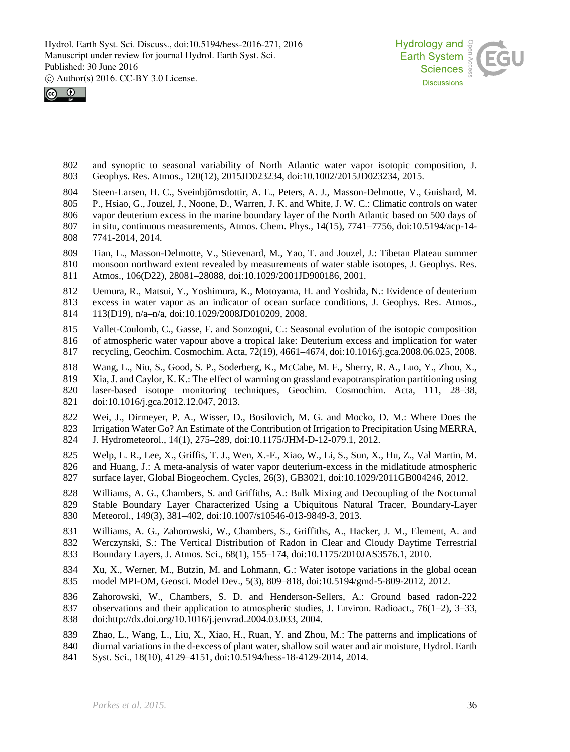and synoptic to seasonal variability of North Atlantic water vapor isotopic composition, J. Geophys. Res. Atmos., 120(12), 2015JD023234, doi:10.1002/2015JD023234, 2015.

Steen-Larsen, H. C., Sveinbjörnsdottir, A. E., Peters, A. J., Masson-Delmotte, V., Guishard, M. P., Hsiao, G., Jouzel, J., Noone, D., Warren, J. K. and White, J. W. C.: Climatic controls on water vapor deuterium excess in the marine boundary layer of the North Atlantic based on 500 days of in situ, continuous measurements, Atmos. Chem. Phys., 14(15), 7741–7756, doi:10.5194/acp-14-7741-2014, 2014.

Tian, L., Masson-Delmotte, V., Stievenard, M., Yao, T. and Jouzel, J.: Tibetan Plateau summer monsoon northward extent revealed by measurements of water stable isotopes, J. Geophys. Res. Atmos., 106(D22), 28081–28088, doi:10.1029/2001JD900186, 2001.

Uemura, R., Matsui, Y., Yoshimura, K., Motoyama, H. and Yoshida, N.: Evidence of deuterium excess in water vapor as an indicator of ocean surface conditions, J. Geophys. Res. Atmos., 113(D19), n/a–n/a, doi:10.1029/2008JD010209, 2008.

Vallet-Coulomb, C., Gasse, F. and Sonzogni, C.: Seasonal evolution of the isotopic composition of atmospheric water vapour above a tropical lake: Deuterium excess and implication for water recycling, Geochim. Cosmochim. Acta, 72(19), 4661–4674, doi:10.1016/j.gca.2008.06.025, 2008.

Wang, L., Niu, S., Good, S. P., Soderberg, K., McCabe, M. F., Sherry, R. A., Luo, Y., Zhou, X., Xia, J. and Caylor, K. K.: The effect of warming on grassland evapotranspiration partitioning using laser-based isotope monitoring techniques, Geochim. Cosmochim. Acta, 111, 28–38, doi:10.1016/j.gca.2012.12.047, 2013.

Wei, J., Dirmeyer, P. A., Wisser, D., Bosilovich, M. G. and Mocko, D. M.: Where Does the Irrigation Water Go? An Estimate of the Contribution of Irrigation to Precipitation Using MERRA, J. Hydrometeorol., 14(1), 275–289, doi:10.1175/JHM-D-12-079.1, 2012.

Welp, L. R., Lee, X., Griffis, T. J., Wen, X.-F., Xiao, W., Li, S., Sun, X., Hu, Z., Val Martin, M. and Huang, J.: A meta-analysis of water vapor deuterium-excess in the midlatitude atmospheric surface layer, Global Biogeochem. Cycles, 26(3), GB3021, doi:10.1029/2011GB004246, 2012.

Williams, A. G., Chambers, S. and Griffiths, A.: Bulk Mixing and Decoupling of the Nocturnal Stable Boundary Layer Characterized Using a Ubiquitous Natural Tracer, Boundary-Layer Meteorol., 149(3), 381–402, doi:10.1007/s10546-013-9849-3, 2013.

Williams, A. G., Zahorowski, W., Chambers, S., Griffiths, A., Hacker, J. M., Element, A. and Werczynski, S.: The Vertical Distribution of Radon in Clear and Cloudy Daytime Terrestrial Boundary Layers, J. Atmos. Sci., 68(1), 155–174, doi:10.1175/2010JAS3576.1, 2010.

Xu, X., Werner, M., Butzin, M. and Lohmann, G.: Water isotope variations in the global ocean model MPI-OM, Geosci. Model Dev., 5(3), 809–818, doi:10.5194/gmd-5-809-2012, 2012.

Zahorowski, W., Chambers, S. D. and Henderson-Sellers, A.: Ground based radon-222 observations and their application to atmospheric studies, J. Environ. Radioact., 76(1–2), 3–33, doi:http://dx.doi.org/10.1016/j.jenvrad.2004.03.033, 2004.

Zhao, L., Wang, L., Liu, X., Xiao, H., Ruan, Y. and Zhou, M.: The patterns and implications of diurnal variations in the d-excess of plant water, shallow soil water and air moisture, Hydrol. Earth Syst. Sci., 18(10), 4129–4151, doi:10.5194/hess-18-4129-2014, 2014.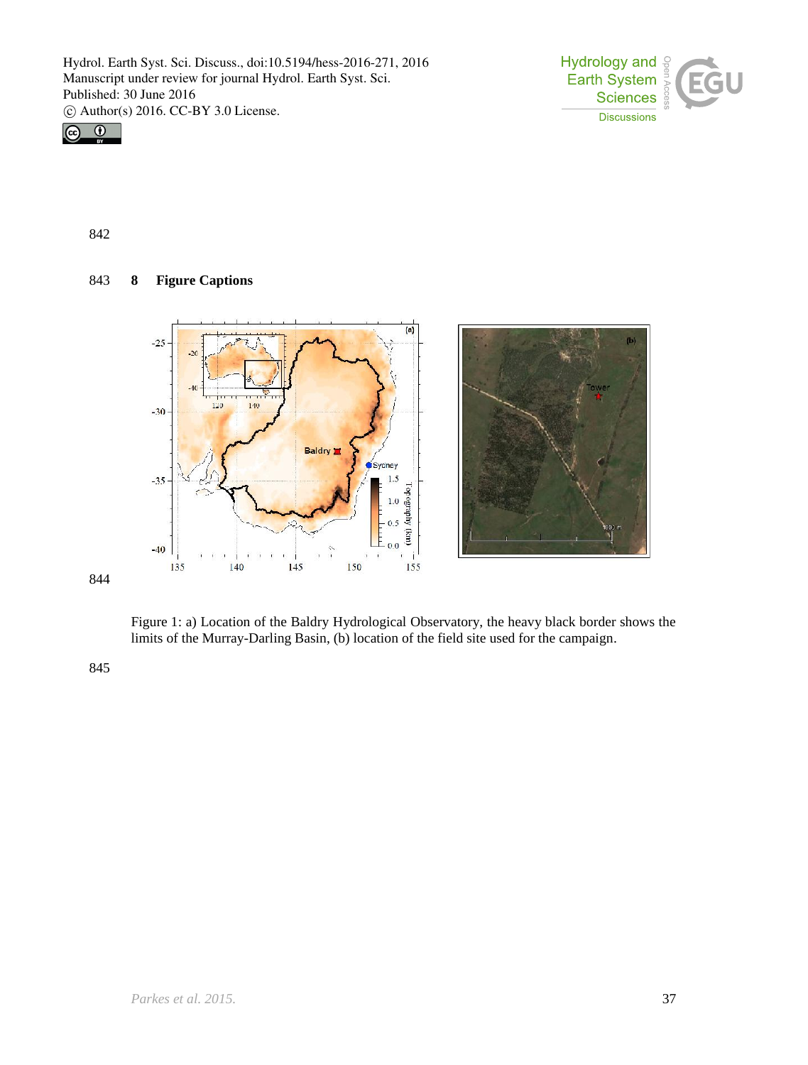## 8 Figure Captions

(a)

-25

-30

-35

-40

135 140 145 150 155

-20

-40

120 140

Baldry

Sydney

1.5

1.0

0.5

0.0

Topography (km)

(b)

Tower

1000 m

Figure 1: a) Location of the Baldry Hydrological Observatory, the heavy black border shows the limits of the Murray-Darling Basin, (b) location of the field site used for the campaign.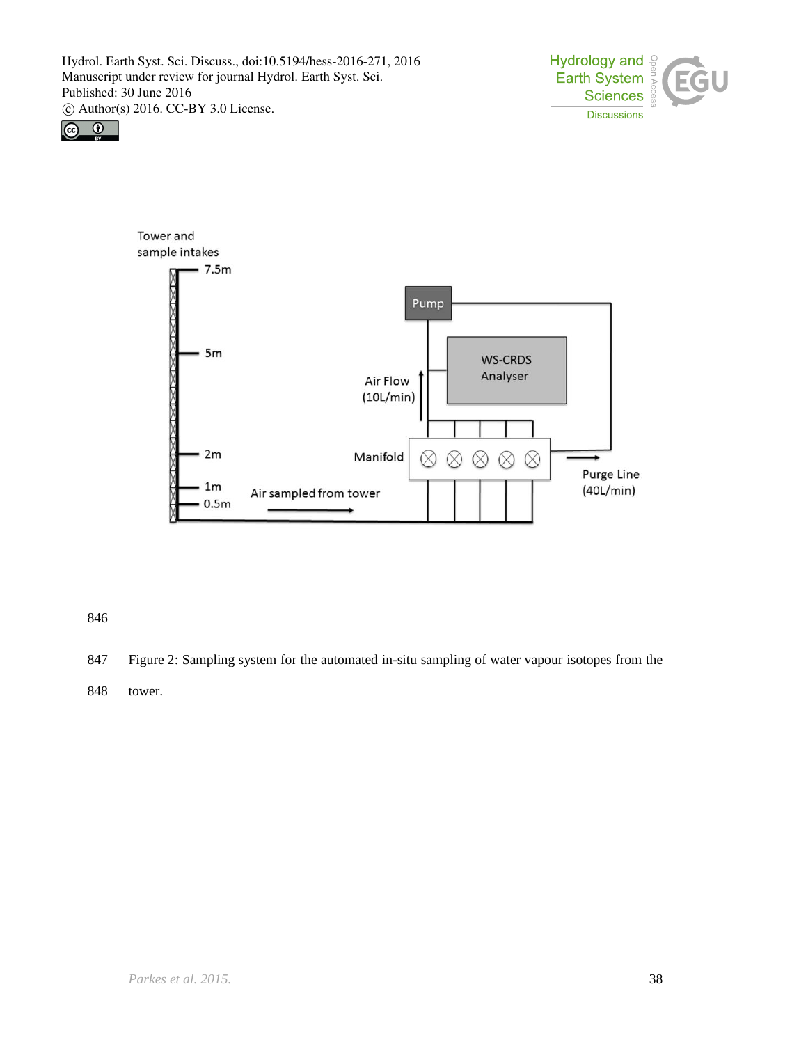Tower and sample intakes

7.5m

5m

2m

1m

0.5m

Pump

WS-CRDS Analyser

Air Flow (10L/min)

Manifold

Purge Line (40L/min)

Air sampled from tower

Figure 2: Sampling system for the automated in-situ sampling of water vapour isotopes from the tower.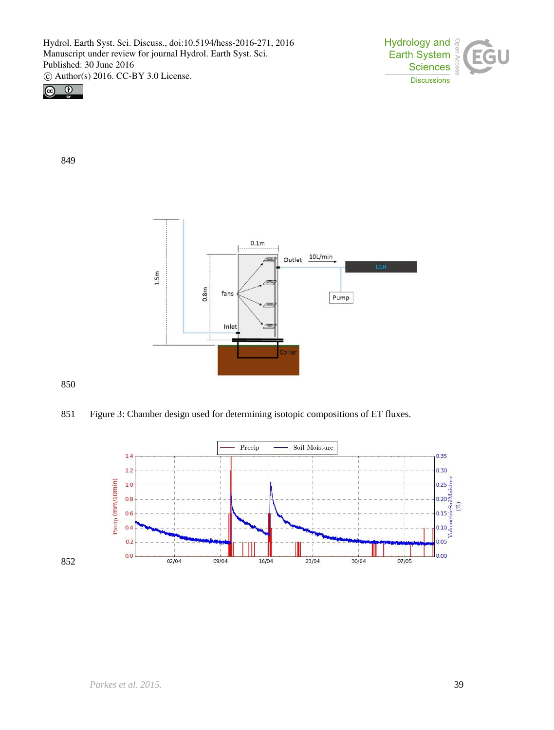849

1.5m

0.1m

0.8m

fans

Outlet

10L/min

LGR

Pump

Inlet

Collar

850

851 Figure 3: Chamber design used for determining isotopic compositions of ET fluxes.

Precip

Soil Moisture

Precip (mm/10min)

1.4

1.2

1.0

0.8

0.6

0.4

0.2

0.0

0.35

0.30

0.25

0.20

0.15

0.10

0.05

0.00

Volumetric Soil Moisture (%)

02/04

09/04

16/04

23/04

30/04

07/05

852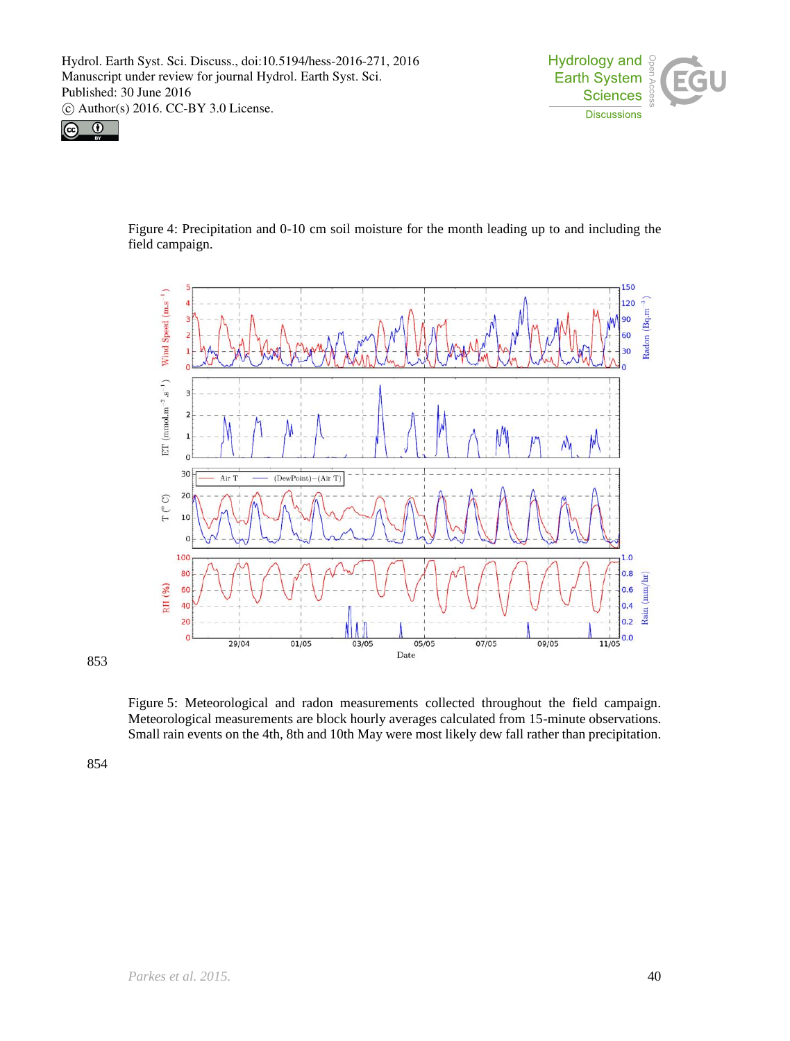Figure 4: Precipitation and 0-10 cm soil moisture for the month leading up to and including the field campaign.

Wind Speed (m.s⁻¹)
Radon (Bq.m⁻³)
ET (mmol.m⁻².s⁻¹)
T (° C)
Air T
(DewPoint)−(Air T)
RH (%)
Rain (mm/hr)
29/04
01/05
03/05
05/05
07/05
09/05
11/05
Date

853

Figure 5: Meteorological and radon measurements collected throughout the field campaign. Meteorological measurements are block hourly averages calculated from 15-minute observations. Small rain events on the 4th, 8th and 10th May were most likely dew fall rather than precipitation.

854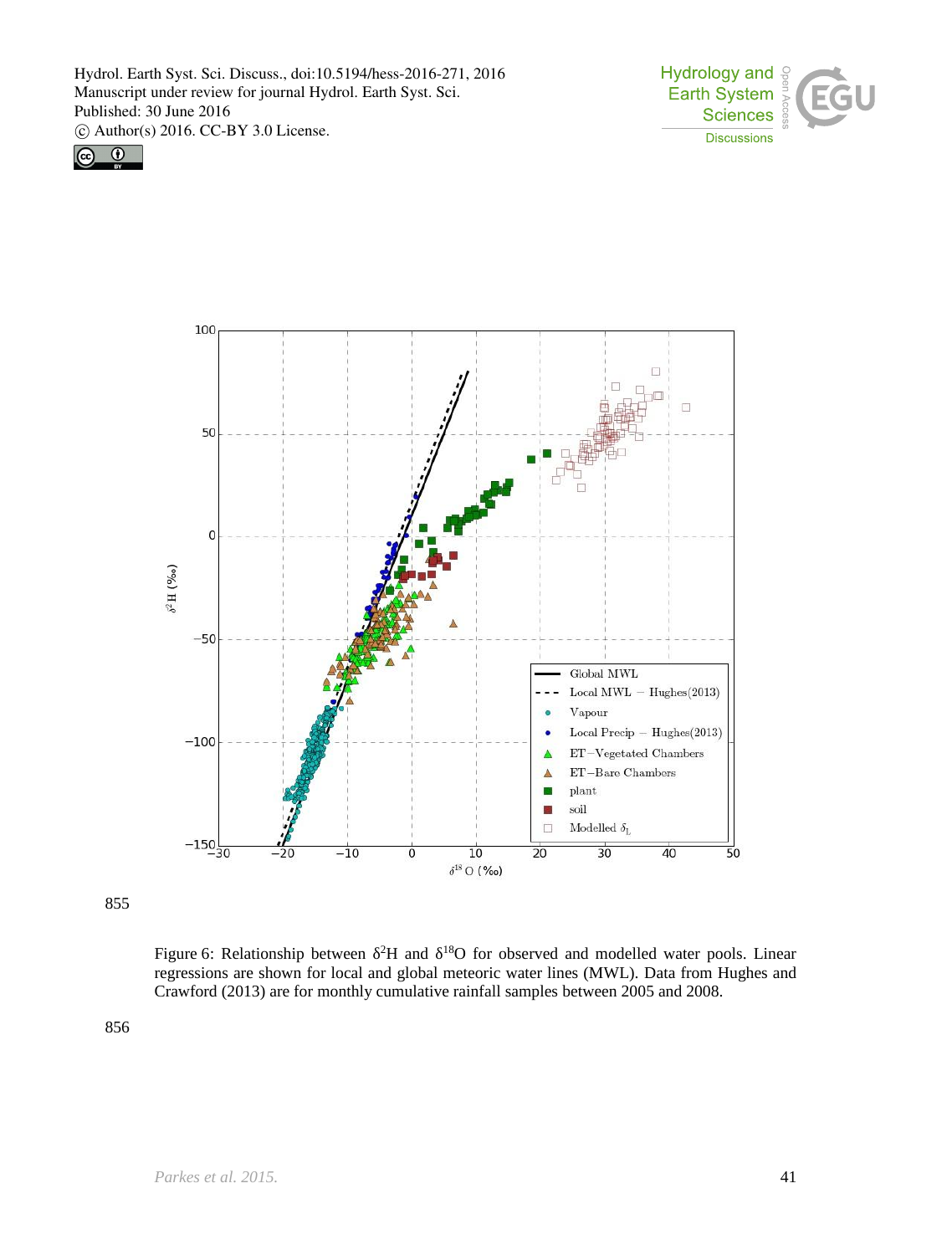100

50

0

−50

−100

−150

−30 −20 −10 0 10 20 30 40 50

$\delta^{18}$O (‰)

$\delta^{2}$H (‰)

Global MWL

Local MWL − Hughes(2013)

Vapour

Local Precip − Hughes(2013)

ET−Vegetated Chambers

ET−Bare Chambers

plant

soil

Modelled $\delta_L$

855

Figure 6: Relationship between $\delta^2$H and $\delta^{18}$O for observed and modelled water pools. Linear regressions are shown for local and global meteoric water lines (MWL). Data from Hughes and Crawford (2013) are for monthly cumulative rainfall samples between 2005 and 2008.

856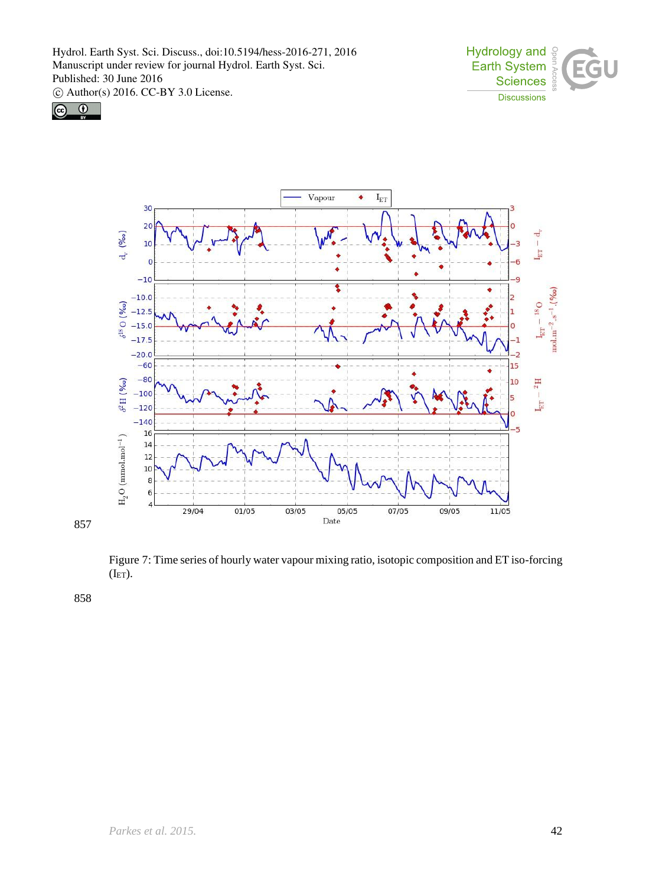Vapour
$I_{ET}$

$d_v$ (‰)
30
20
10
0
−10

$I_{ET} - d_v$
3
0
−3
−6
−9

$\delta^{18}O$ (‰)
−10.0
−12.5
−15.0
−17.5
−20.0

$I_{ET} - {}^{18}O$
2
1
0
−1
−2

$I_{ET}$ (mol.m$^{-2}$.s$^{-1}$.(‰))

$\delta^{2}H$ (‰)
−60
−80
−100
−120
−140

$I_{ET} - {}^{2}H$
15
10
5
0
−5

$H_2O$ (mmol.mol$^{-1}$)
16
14
12
10
8
6
4

29/04
01/05
03/05
05/05
07/05
09/05
11/05
Date

Figure 7: Time series of hourly water vapour mixing ratio, isotopic composition and ET iso-forcing ($I_{ET}$).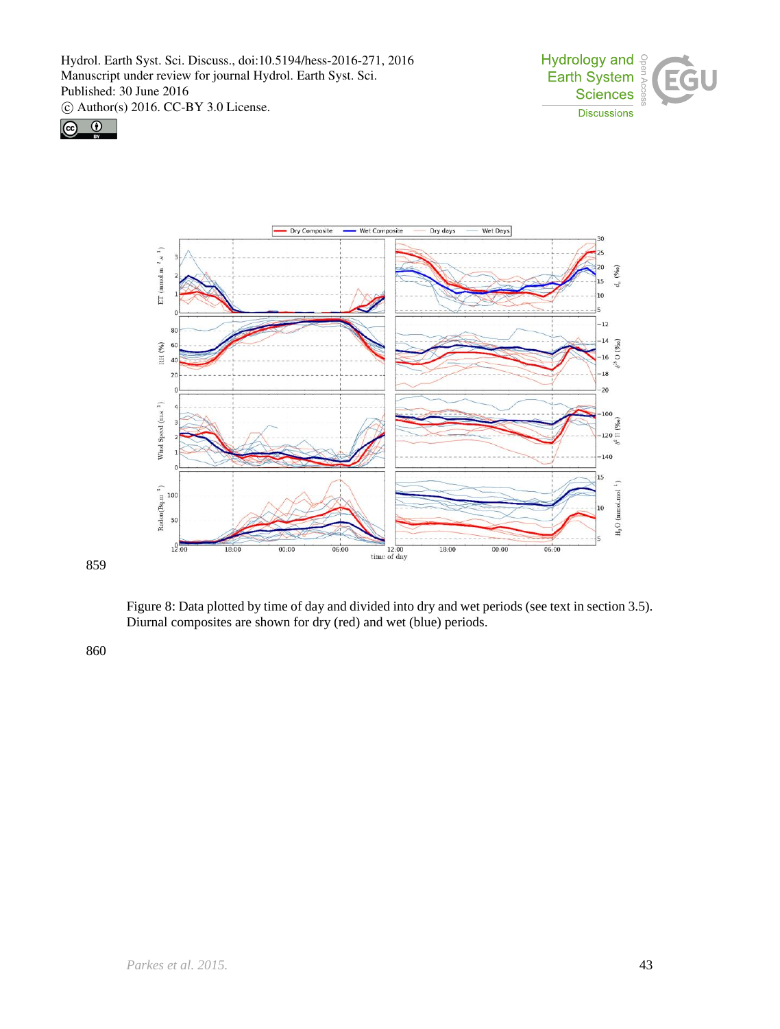Dry Composite
Wet Composite
Dry days
Wet Days

ET (mmol m⁻² s⁻¹)
RH (%)
Wind Speed (m s⁻¹)
Radon (Bq m⁻³)

$d_x$ (‰)
$\delta^{18}O$ (‰)
$\delta^{2}H$ (‰)
$H_2O$ (mmol mol⁻¹)

12:00
18:00
00:00
06:00
12:00
18:00
00:00
06:00
time of day

859

Figure 8: Data plotted by time of day and divided into dry and wet periods (see text in section 3.5). Diurnal composites are shown for dry (red) and wet (blue) periods.

860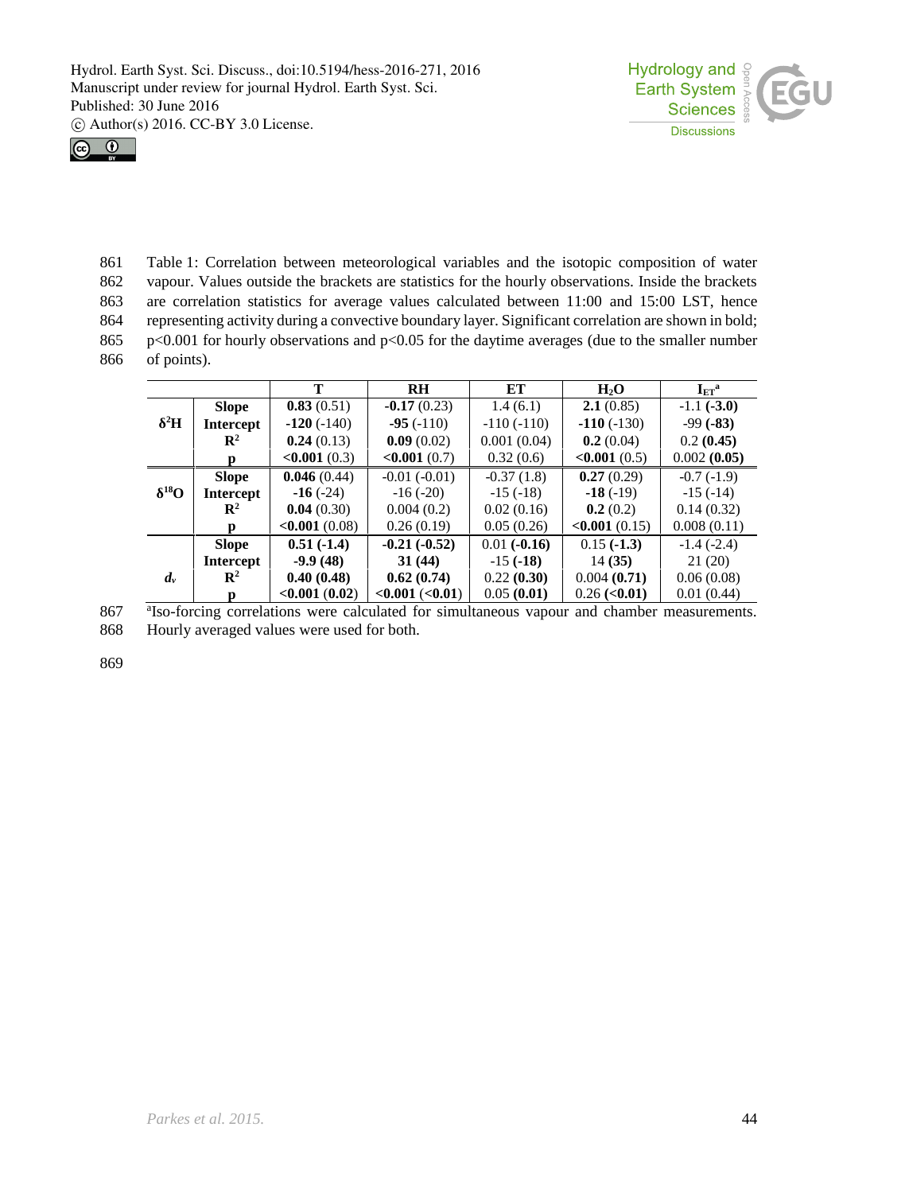Table 1: Correlation between meteorological variables and the isotopic composition of water vapour. Values outside the brackets are statistics for the hourly observations. Inside the brackets are correlation statistics for average values calculated between 11:00 and 15:00 LST, hence representing activity during a convective boundary layer. Significant correlation are shown in bold; $p<0.001$ for hourly observations and $p<0.05$ for the daytime averages (due to the smaller number of points).

| | | T | RH | ET | $H_2O$ | $I_{ET}$[a] |
|---|---|---|---|---|---|---|
| $\delta^2H$ | **Slope** | **0.83** (0.51) | **-0.17** (0.23) | 1.4 (6.1) | **2.1** (0.85) | -1.1 **(-3.0)** |
| | **Intercept** | **-120** (-140) | **-95** (-110) | -110 (-110) | **-110** (-130) | -99 **(-83)** |
| | **$R^2$** | **0.24** (0.13) | **0.09** (0.02) | 0.001 (0.04) | **0.2** (0.04) | 0.2 **(0.45)** |
| | **p** | **<0.001** (0.3) | **<0.001** (0.7) | 0.32 (0.6) | **<0.001** (0.5) | 0.002 **(0.05)** |
| $\delta^{18}O$ | **Slope** | **0.046** (0.44) | -0.01 (-0.01) | -0.37 (1.8) | **0.27** (0.29) | -0.7 (-1.9) |
| | **Intercept** | **-16** (-24) | -16 (-20) | -15 (-18) | **-18** (-19) | -15 (-14) |
| | **$R^2$** | **0.04** (0.30) | 0.004 (0.2) | 0.02 (0.16) | **0.2** (0.2) | 0.14 (0.32) |
| | **p** | **<0.001** (0.08) | 0.26 (0.19) | 0.05 (0.26) | **<0.001** (0.15) | 0.008 (0.11) |
| $d_v$ | **Slope** | **0.51 (-1.4)** | **-0.21 (-0.52)** | 0.01 **(-0.16)** | 0.15 **(-1.3)** | -1.4 (-2.4) |
| | **Intercept** | **-9.9 (48)** | **31 (44)** | -15 **(-18)** | 14 **(35)** | 21 (20) |
| | **$R^2$** | **0.40 (0.48)** | **0.62 (0.74)** | 0.22 **(0.30)** | 0.004 **(0.71)** | 0.06 (0.08) |
| | **p** | **<0.001** (**0.02**) | **<0.001 (<0.01)** | 0.05 **(0.01)** | 0.26 **(<0.01)** | 0.01 (0.44) |

[a]Iso-forcing correlations were calculated for simultaneous vapour and chamber measurements. Hourly averaged values were used for both.